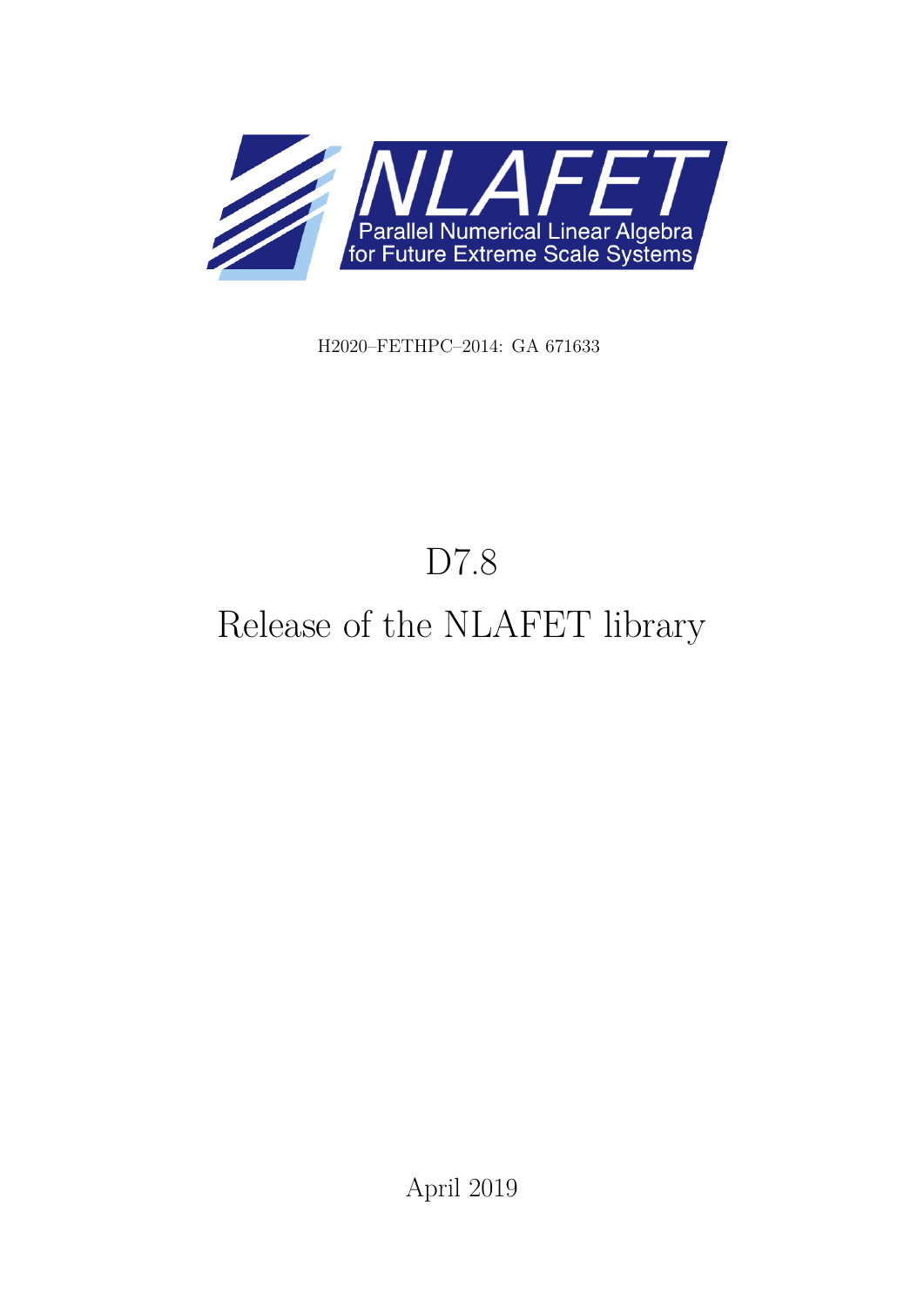NLAFET

Parallel Numerical Linear Algebra for Future Extreme Scale Systems

H2020–FETHPC–2014: GA 671633

# D7.8

# Release of the NLAFET library

April 2019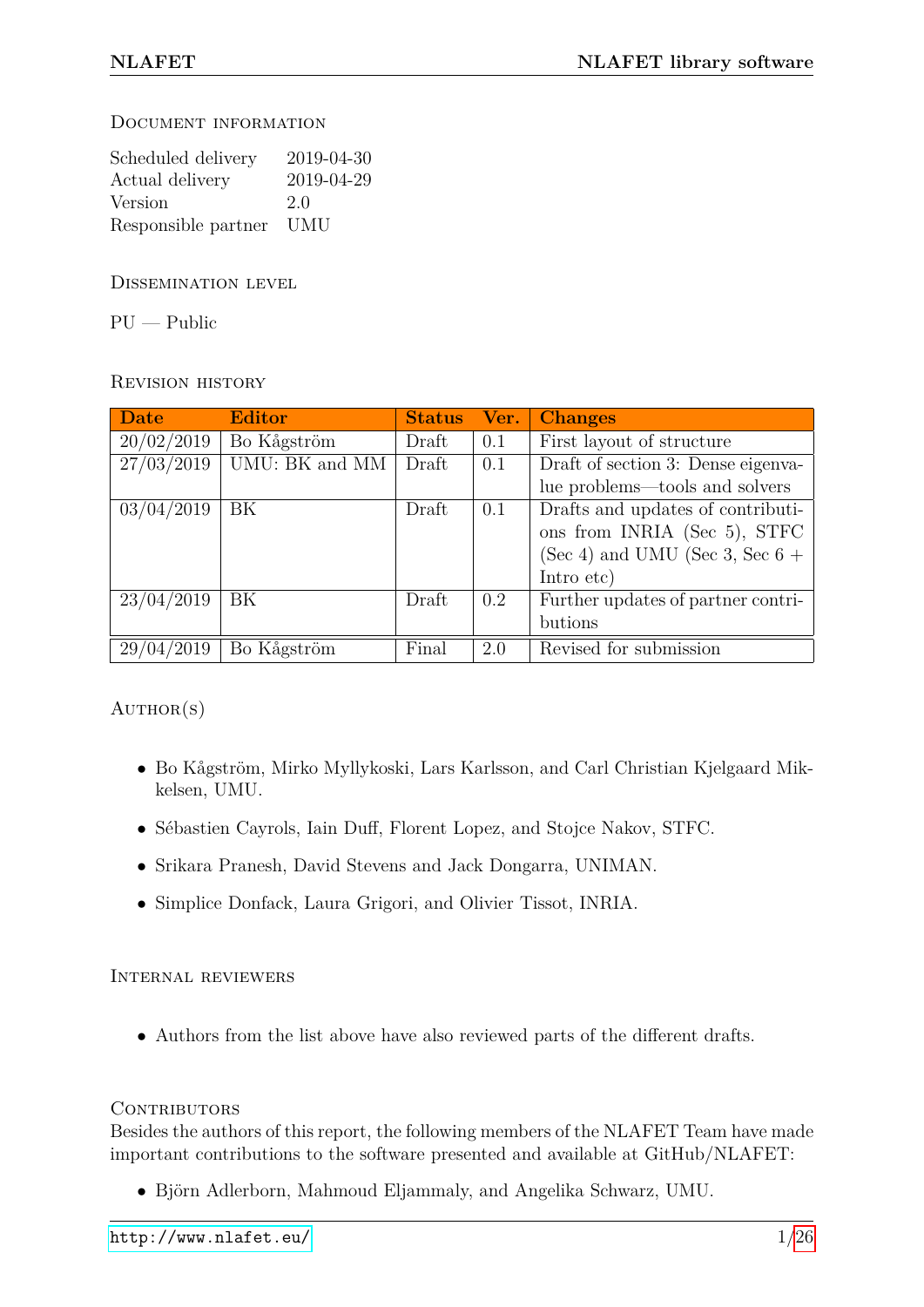## Document information

| | |
|---|---|
| Scheduled delivery | 2019-04-30 |
| Actual delivery | 2019-04-29 |
| Version | 2.0 |
| Responsible partner | UMU |

## Dissemination level

PU — Public

## Revision history

| Date | Editor | Status | Ver. | Changes |
|---|---|---|---|---|
| 20/02/2019 | Bo Kågström | Draft | 0.1 | First layout of structure |
| 27/03/2019 | UMU: BK and MM | Draft | 0.1 | Draft of section 3: Dense eigenvalue problems—tools and solvers |
| 03/04/2019 | BK | Draft | 0.1 | Drafts and updates of contributions from INRIA (Sec 5), STFC (Sec 4) and UMU (Sec 3, Sec 6 + Intro etc) |
| 23/04/2019 | BK | Draft | 0.2 | Further updates of partner contributions |
| 29/04/2019 | Bo Kågström | Final | 2.0 | Revised for submission |

## Author(s)

- Bo Kågström, Mirko Myllykoski, Lars Karlsson, and Carl Christian Kjelgaard Mikkelsen, UMU.
- Sébastien Cayrols, Iain Duff, Florent Lopez, and Stojce Nakov, STFC.
- Srikara Pranesh, David Stevens and Jack Dongarra, UNIMAN.
- Simplice Donfack, Laura Grigori, and Olivier Tissot, INRIA.

## Internal reviewers

- Authors from the list above have also reviewed parts of the different drafts.

## Contributors

Besides the authors of this report, the following members of the NLAFET Team have made important contributions to the software presented and available at GitHub/NLAFET:

- Björn Adlerborn, Mahmoud Eljammaly, and Angelika Schwarz, UMU.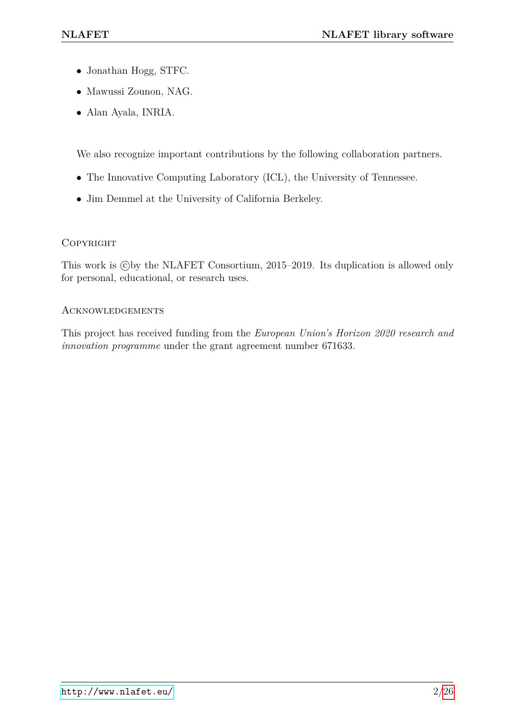- Jonathan Hogg, STFC.
- Mawussi Zounon, NAG.
- Alan Ayala, INRIA.

We also recognize important contributions by the following collaboration partners.

- The Innovative Computing Laboratory (ICL), the University of Tennessee.
- Jim Demmel at the University of California Berkeley.

## Copyright

This work is ©by the NLAFET Consortium, 2015–2019. Its duplication is allowed only for personal, educational, or research uses.

## Acknowledgements

This project has received funding from the *European Union's Horizon 2020 research and innovation programme* under the grant agreement number 671633.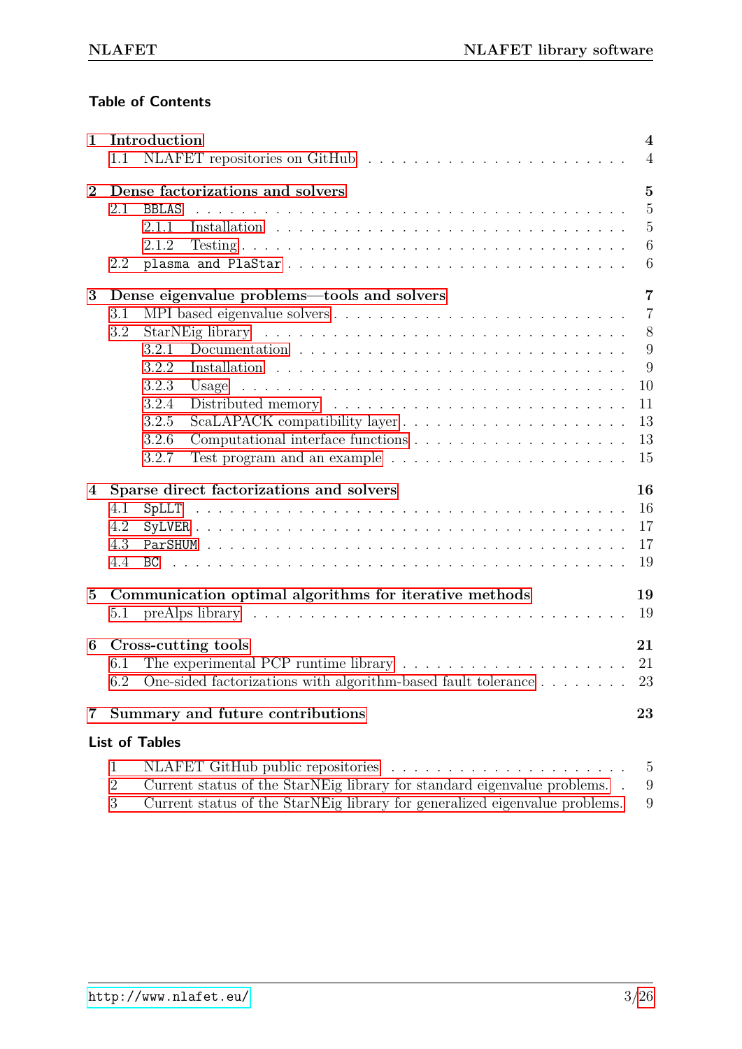## Table of Contents

1 Introduction 4
 1.1 NLAFET repositories on GitHub 4

2 Dense factorizations and solvers 5
 2.1 BBLAS 5
  2.1.1 Installation 5
  2.1.2 Testing 6
 2.2 plasma and PlaStar 6

3 Dense eigenvalue problems—tools and solvers 7
 3.1 MPI based eigenvalue solvers 7
 3.2 StarNEig library 8
  3.2.1 Documentation 9
  3.2.2 Installation 9
  3.2.3 Usage 10
  3.2.4 Distributed memory 11
  3.2.5 ScaLAPACK compatibility layer 13
  3.2.6 Computational interface functions 13
  3.2.7 Test program and an example 15

4 Sparse direct factorizations and solvers 16
 4.1 SpLLT 16
 4.2 SyLVER 17
 4.3 ParSHUM 17
 4.4 BC 19

5 Communication optimal algorithms for iterative methods 19
 5.1 preAlps library 19

6 Cross-cutting tools 21
 6.1 The experimental PCP runtime library 21
 6.2 One-sided factorizations with algorithm-based fault tolerance 23

7 Summary and future contributions 23

## List of Tables

1 NLAFET GitHub public repositories 5
2 Current status of the StarNEig library for standard eigenvalue problems. 9
3 Current status of the StarNEig library for generalized eigenvalue problems. 9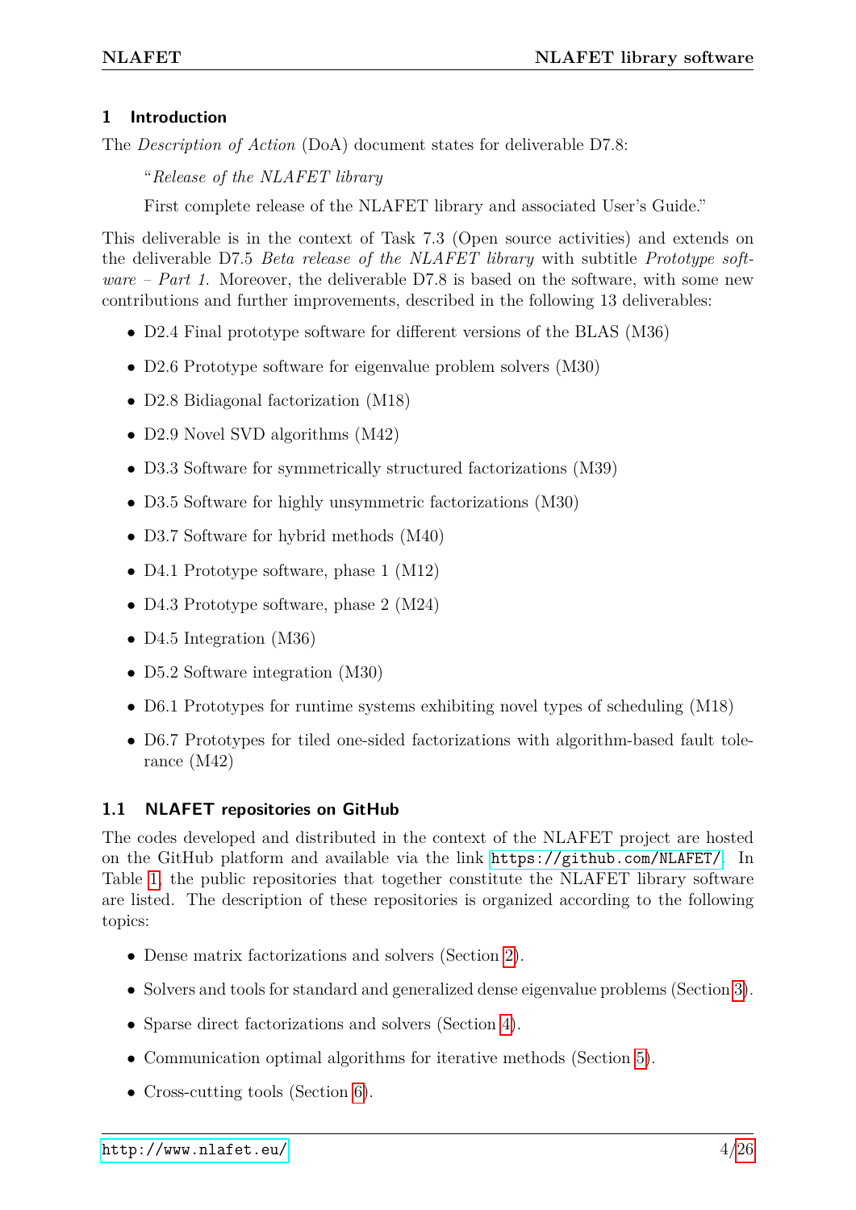## 1 Introduction

The *Description of Action* (DoA) document states for deliverable D7.8:

> "*Release of the NLAFET library*
>
> First complete release of the NLAFET library and associated User's Guide."

This deliverable is in the context of Task 7.3 (Open source activities) and extends on the deliverable D7.5 *Beta release of the NLAFET library* with subtitle *Prototype software – Part 1.* Moreover, the deliverable D7.8 is based on the software, with some new contributions and further improvements, described in the following 13 deliverables:

- D2.4 Final prototype software for different versions of the BLAS (M36)
- D2.6 Prototype software for eigenvalue problem solvers (M30)
- D2.8 Bidiagonal factorization (M18)
- D2.9 Novel SVD algorithms (M42)
- D3.3 Software for symmetrically structured factorizations (M39)
- D3.5 Software for highly unsymmetric factorizations (M30)
- D3.7 Software for hybrid methods (M40)
- D4.1 Prototype software, phase 1 (M12)
- D4.3 Prototype software, phase 2 (M24)
- D4.5 Integration (M36)
- D5.2 Software integration (M30)
- D6.1 Prototypes for runtime systems exhibiting novel types of scheduling (M18)
- D6.7 Prototypes for tiled one-sided factorizations with algorithm-based fault tolerance (M42)

### 1.1 NLAFET repositories on GitHub

The codes developed and distributed in the context of the NLAFET project are hosted on the GitHub platform and available via the link `https://github.com/NLAFET/`. In Table 1, the public repositories that together constitute the NLAFET library software are listed. The description of these repositories is organized according to the following topics:

- Dense matrix factorizations and solvers (Section 2).
- Solvers and tools for standard and generalized dense eigenvalue problems (Section 3).
- Sparse direct factorizations and solvers (Section 4).
- Communication optimal algorithms for iterative methods (Section 5).
- Cross-cutting tools (Section 6).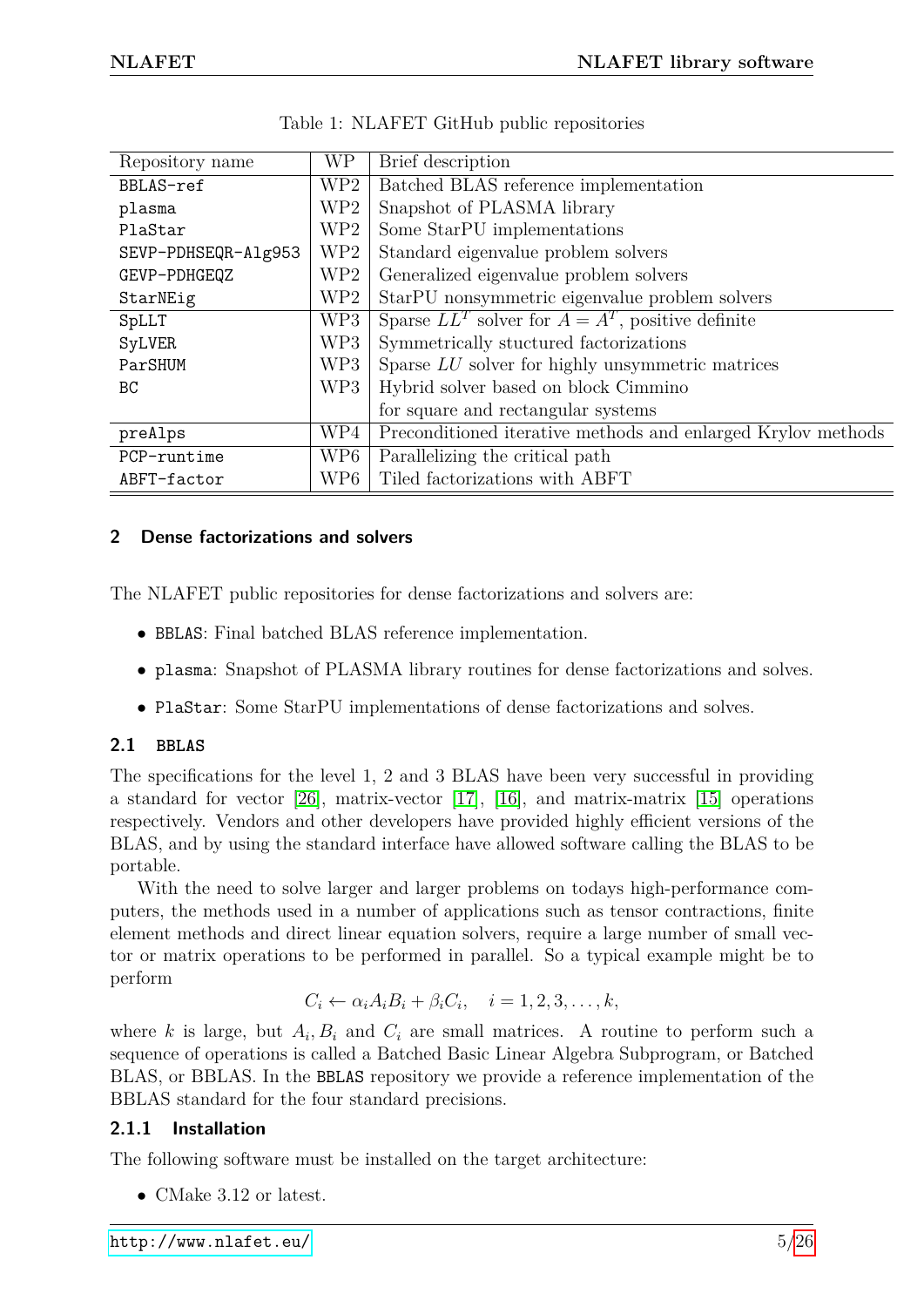Table 1: NLAFET GitHub public repositories

| Repository name | WP | Brief description |
|---|---|---|
| BBLAS-ref | WP2 | Batched BLAS reference implementation |
| plasma | WP2 | Snapshot of PLASMA library |
| PlaStar | WP2 | Some StarPU implementations |
| SEVP-PDHSEQR-Alg953 | WP2 | Standard eigenvalue problem solvers |
| GEVP-PDHGEQZ | WP2 | Generalized eigenvalue problem solvers |
| StarNEig | WP2 | StarPU nonsymmetric eigenvalue problem solvers |
| SpLLT | WP3 | Sparse $LL^T$ solver for $A = A^T$, positive definite |
| SyLVER | WP3 | Symmetrically stuctured factorizations |
| ParSHUM | WP3 | Sparse $LU$ solver for highly unsymmetric matrices |
| BC | WP3 | Hybrid solver based on block Cimmino for square and rectangular systems |
| preAlps | WP4 | Preconditioned iterative methods and enlarged Krylov methods |
| PCP-runtime | WP6 | Parallelizing the critical path |
| ABFT-factor | WP6 | Tiled factorizations with ABFT |

## 2 Dense factorizations and solvers

The NLAFET public repositories for dense factorizations and solvers are:

- `BBLAS`: Final batched BLAS reference implementation.
- `plasma`: Snapshot of PLASMA library routines for dense factorizations and solves.
- `PlaStar`: Some StarPU implementations of dense factorizations and solves.

### 2.1 BBLAS

The specifications for the level 1, 2 and 3 BLAS have been very successful in providing a standard for vector [26], matrix-vector [17], [16], and matrix-matrix [15] operations respectively. Vendors and other developers have provided highly efficient versions of the BLAS, and by using the standard interface have allowed software calling the BLAS to be portable.

With the need to solve larger and larger problems on todays high-performance computers, the methods used in a number of applications such as tensor contractions, finite element methods and direct linear equation solvers, require a large number of small vector or matrix operations to be performed in parallel. So a typical example might be to perform

$$C_i \leftarrow \alpha_i A_i B_i + \beta_i C_i, \quad i = 1, 2, 3, \ldots, k,$$

where $k$ is large, but $A_i, B_i$ and $C_i$ are small matrices. A routine to perform such a sequence of operations is called a Batched Basic Linear Algebra Subprogram, or Batched BLAS, or BBLAS. In the BBLAS repository we provide a reference implementation of the BBLAS standard for the four standard precisions.

#### 2.1.1 Installation

The following software must be installed on the target architecture:

- CMake 3.12 or latest.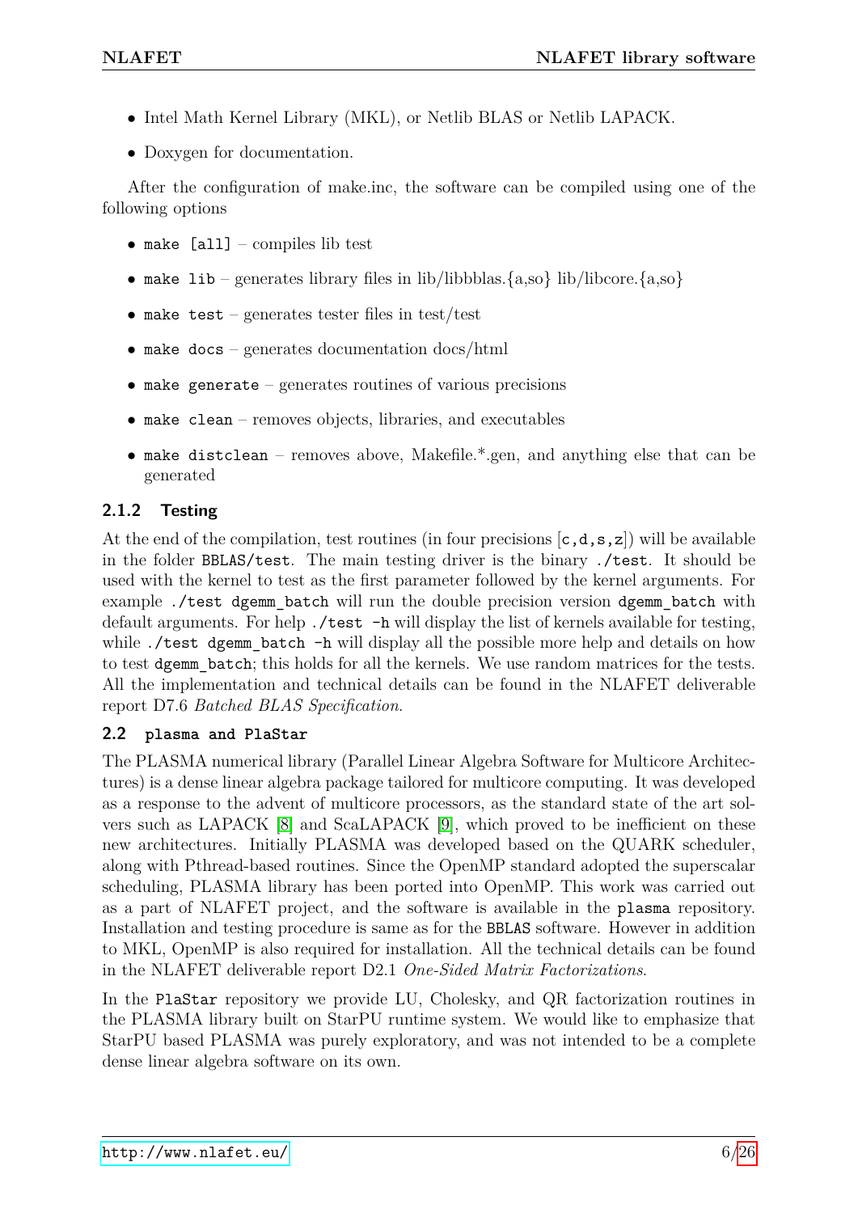- Intel Math Kernel Library (MKL), or Netlib BLAS or Netlib LAPACK.
- Doxygen for documentation.

After the configuration of make.inc, the software can be compiled using one of the following options

- `make [all]` – compiles lib test
- `make lib` – generates library files in lib/libbblas.{a,so} lib/libcore.{a,so}
- `make test` – generates tester files in test/test
- `make docs` – generates documentation docs/html
- `make generate` – generates routines of various precisions
- `make clean` – removes objects, libraries, and executables
- `make distclean` – removes above, Makefile.*.gen, and anything else that can be generated

### 2.1.2 Testing

At the end of the compilation, test routines (in four precisions [`c,d,s,z`]) will be available in the folder `BBLAS/test`. The main testing driver is the binary `./test`. It should be used with the kernel to test as the first parameter followed by the kernel arguments. For example `./test dgemm_batch` will run the double precision version `dgemm_batch` with default arguments. For help `./test -h` will display the list of kernels available for testing, while `./test dgemm_batch -h` will display all the possible more help and details on how to test `dgemm_batch`; this holds for all the kernels. We use random matrices for the tests. All the implementation and technical details can be found in the NLAFET deliverable report D7.6 *Batched BLAS Specification*.

## 2.2 plasma and PlaStar

The PLASMA numerical library (Parallel Linear Algebra Software for Multicore Architectures) is a dense linear algebra package tailored for multicore computing. It was developed as a response to the advent of multicore processors, as the standard state of the art solvers such as LAPACK [8] and ScaLAPACK [9], which proved to be inefficient on these new architectures. Initially PLASMA was developed based on the QUARK scheduler, along with Pthread-based routines. Since the OpenMP standard adopted the superscalar scheduling, PLASMA library has been ported into OpenMP. This work was carried out as a part of NLAFET project, and the software is available in the `plasma` repository. Installation and testing procedure is same as for the `BBLAS` software. However in addition to MKL, OpenMP is also required for installation. All the technical details can be found in the NLAFET deliverable report D2.1 *One-Sided Matrix Factorizations*.

In the `PlaStar` repository we provide LU, Cholesky, and QR factorization routines in the PLASMA library built on StarPU runtime system. We would like to emphasize that StarPU based PLASMA was purely exploratory, and was not intended to be a complete dense linear algebra software on its own.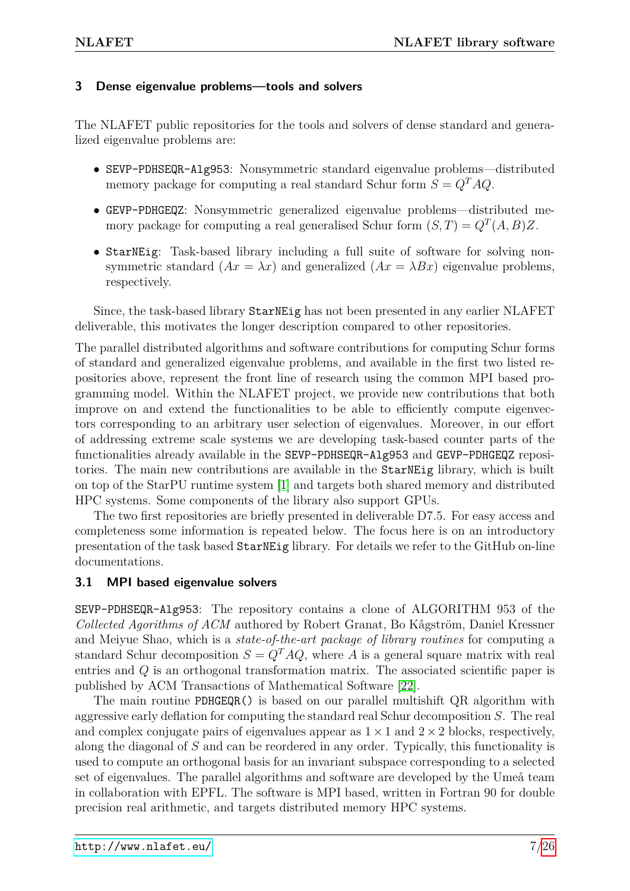## 3 Dense eigenvalue problems—tools and solvers

The NLAFET public repositories for the tools and solvers of dense standard and generalized eigenvalue problems are:

- SEVP-PDHSEQR-Alg953: Nonsymmetric standard eigenvalue problems—distributed memory package for computing a real standard Schur form $S = Q^T AQ$.
- GEVP-PDHGEQZ: Nonsymmetric generalized eigenvalue problems—distributed memory package for computing a real generalised Schur form $(S, T) = Q^T(A, B)Z$.
- StarNEig: Task-based library including a full suite of software for solving nonsymmetric standard ($Ax = \lambda x$) and generalized ($Ax = \lambda Bx$) eigenvalue problems, respectively.

Since, the task-based library StarNEig has not been presented in any earlier NLAFET deliverable, this motivates the longer description compared to other repositories.

The parallel distributed algorithms and software contributions for computing Schur forms of standard and generalized eigenvalue problems, and available in the first two listed repositories above, represent the front line of research using the common MPI based programming model. Within the NLAFET project, we provide new contributions that both improve on and extend the functionalities to be able to efficiently compute eigenvectors corresponding to an arbitrary user selection of eigenvalues. Moreover, in our effort of addressing extreme scale systems we are developing task-based counter parts of the functionalities already available in the SEVP-PDHSEQR-Alg953 and GEVP-PDHGEQZ repositories. The main new contributions are available in the StarNEig library, which is built on top of the StarPU runtime system [1] and targets both shared memory and distributed HPC systems. Some components of the library also support GPUs.

The two first repositories are briefly presented in deliverable D7.5. For easy access and completeness some information is repeated below. The focus here is on an introductory presentation of the task based StarNEig library. For details we refer to the GitHub on-line documentations.

### 3.1 MPI based eigenvalue solvers

SEVP-PDHSEQR-Alg953: The repository contains a clone of ALGORITHM 953 of the *Collected Agorithms of ACM* authored by Robert Granat, Bo Kågström, Daniel Kressner and Meiyue Shao, which is a *state-of-the-art package of library routines* for computing a standard Schur decomposition $S = Q^T AQ$, where $A$ is a general square matrix with real entries and $Q$ is an orthogonal transformation matrix. The associated scientific paper is published by ACM Transactions of Mathematical Software [22].

The main routine PDHGEQR() is based on our parallel multishift QR algorithm with aggressive early deflation for computing the standard real Schur decomposition $S$. The real and complex conjugate pairs of eigenvalues appear as $1 \times 1$ and $2 \times 2$ blocks, respectively, along the diagonal of $S$ and can be reordered in any order. Typically, this functionality is used to compute an orthogonal basis for an invariant subspace corresponding to a selected set of eigenvalues. The parallel algorithms and software are developed by the Umeå team in collaboration with EPFL. The software is MPI based, written in Fortran 90 for double precision real arithmetic, and targets distributed memory HPC systems.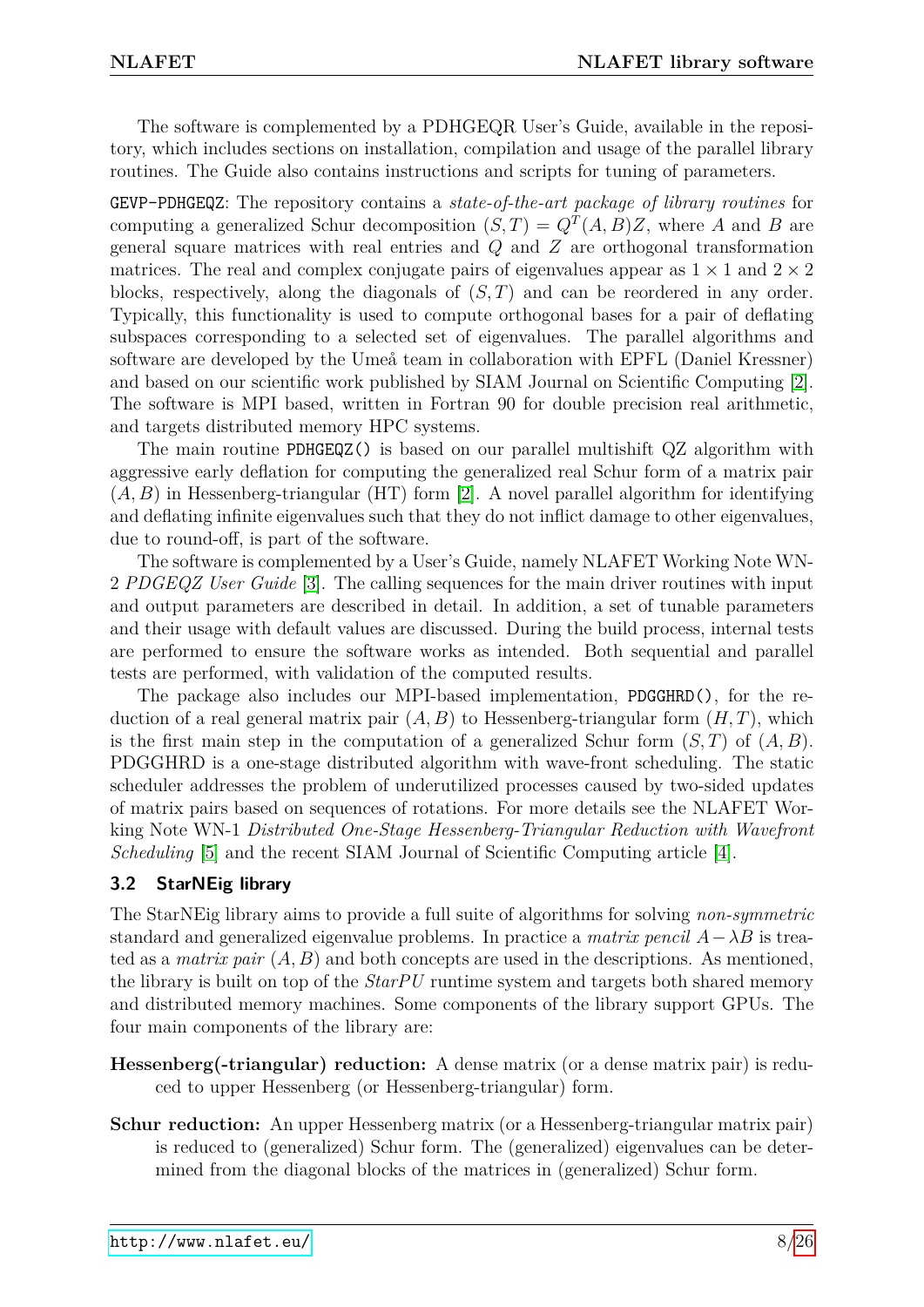The software is complemented by a PDHGEQR User's Guide, available in the repository, which includes sections on installation, compilation and usage of the parallel library routines. The Guide also contains instructions and scripts for tuning of parameters.

`GEVP-PDHGEQZ`: The repository contains a *state-of-the-art package of library routines* for computing a generalized Schur decomposition $(S,T) = Q^T(A,B)Z$, where $A$ and $B$ are general square matrices with real entries and $Q$ and $Z$ are orthogonal transformation matrices. The real and complex conjugate pairs of eigenvalues appear as $1 \times 1$ and $2 \times 2$ blocks, respectively, along the diagonals of $(S,T)$ and can be reordered in any order. Typically, this functionality is used to compute orthogonal bases for a pair of deflating subspaces corresponding to a selected set of eigenvalues. The parallel algorithms and software are developed by the Umeå team in collaboration with EPFL (Daniel Kressner) and based on our scientific work published by SIAM Journal on Scientific Computing [2]. The software is MPI based, written in Fortran 90 for double precision real arithmetic, and targets distributed memory HPC systems.

The main routine `PDHGEQZ()` is based on our parallel multishift QZ algorithm with aggressive early deflation for computing the generalized real Schur form of a matrix pair $(A,B)$ in Hessenberg-triangular (HT) form [2]. A novel parallel algorithm for identifying and deflating infinite eigenvalues such that they do not inflict damage to other eigenvalues, due to round-off, is part of the software.

The software is complemented by a User's Guide, namely NLAFET Working Note WN-2 *PDGEQZ User Guide* [3]. The calling sequences for the main driver routines with input and output parameters are described in detail. In addition, a set of tunable parameters and their usage with default values are discussed. During the build process, internal tests are performed to ensure the software works as intended. Both sequential and parallel tests are performed, with validation of the computed results.

The package also includes our MPI-based implementation, `PDGGHRD()`, for the reduction of a real general matrix pair $(A,B)$ to Hessenberg-triangular form $(H,T)$, which is the first main step in the computation of a generalized Schur form $(S,T)$ of $(A,B)$. PDGGHRD is a one-stage distributed algorithm with wave-front scheduling. The static scheduler addresses the problem of underutilized processes caused by two-sided updates of matrix pairs based on sequences of rotations. For more details see the NLAFET Working Note WN-1 *Distributed One-Stage Hessenberg-Triangular Reduction with Wavefront Scheduling* [5] and the recent SIAM Journal of Scientific Computing article [4].

### 3.2 StarNEig library

The StarNEig library aims to provide a full suite of algorithms for solving *non-symmetric* standard and generalized eigenvalue problems. In practice a *matrix pencil* $A - \lambda B$ is treated as a *matrix pair* $(A,B)$ and both concepts are used in the descriptions. As mentioned, the library is built on top of the *StarPU* runtime system and targets both shared memory and distributed memory machines. Some components of the library support GPUs. The four main components of the library are:

**Hessenberg(-triangular) reduction:** A dense matrix (or a dense matrix pair) is reduced to upper Hessenberg (or Hessenberg-triangular) form.

**Schur reduction:** An upper Hessenberg matrix (or a Hessenberg-triangular matrix pair) is reduced to (generalized) Schur form. The (generalized) eigenvalues can be determined from the diagonal blocks of the matrices in (generalized) Schur form.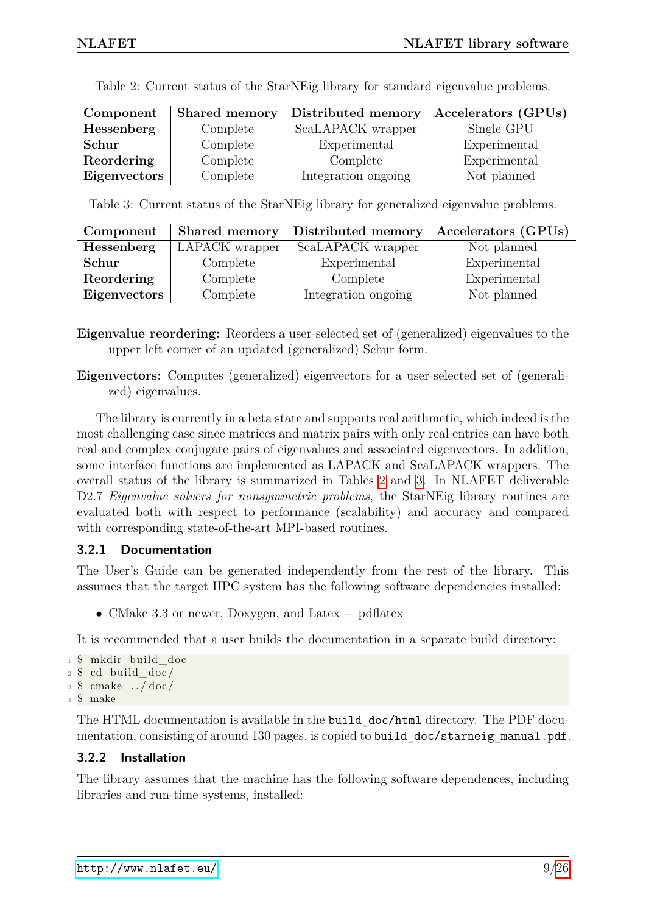Table 2: Current status of the StarNEig library for standard eigenvalue problems.

| Component | Shared memory | Distributed memory | Accelerators (GPUs) |
|---|---|---|---|
| **Hessenberg** | Complete | ScaLAPACK wrapper | Single GPU |
| **Schur** | Complete | Experimental | Experimental |
| **Reordering** | Complete | Complete | Experimental |
| **Eigenvectors** | Complete | Integration ongoing | Not planned |

Table 3: Current status of the StarNEig library for generalized eigenvalue problems.

| Component | Shared memory | Distributed memory | Accelerators (GPUs) |
|---|---|---|---|
| **Hessenberg** | LAPACK wrapper | ScaLAPACK wrapper | Not planned |
| **Schur** | Complete | Experimental | Experimental |
| **Reordering** | Complete | Complete | Experimental |
| **Eigenvectors** | Complete | Integration ongoing | Not planned |

**Eigenvalue reordering:** Reorders a user-selected set of (generalized) eigenvalues to the upper left corner of an updated (generalized) Schur form.

**Eigenvectors:** Computes (generalized) eigenvectors for a user-selected set of (generalized) eigenvalues.

The library is currently in a beta state and supports real arithmetic, which indeed is the most challenging case since matrices and matrix pairs with only real entries can have both real and complex conjugate pairs of eigenvalues and associated eigenvectors. In addition, some interface functions are implemented as LAPACK and ScaLAPACK wrappers. The overall status of the library is summarized in Tables 2 and 3. In NLAFET deliverable D2.7 *Eigenvalue solvers for nonsymmetric problems*, the StarNEig library routines are evaluated both with respect to performance (scalability) and accuracy and compared with corresponding state-of-the-art MPI-based routines.

### 3.2.1 Documentation

The User's Guide can be generated independently from the rest of the library. This assumes that the target HPC system has the following software dependencies installed:

- CMake 3.3 or newer, Doxygen, and Latex + pdflatex

It is recommended that a user builds the documentation in a separate build directory:

```
$ mkdir build_doc
$ cd build_doc/
$ cmake ../doc/
$ make
```

The HTML documentation is available in the `build_doc/html` directory. The PDF documentation, consisting of around 130 pages, is copied to `build_doc/starneig_manual.pdf`.

### 3.2.2 Installation

The library assumes that the machine has the following software dependences, including libraries and run-time systems, installed: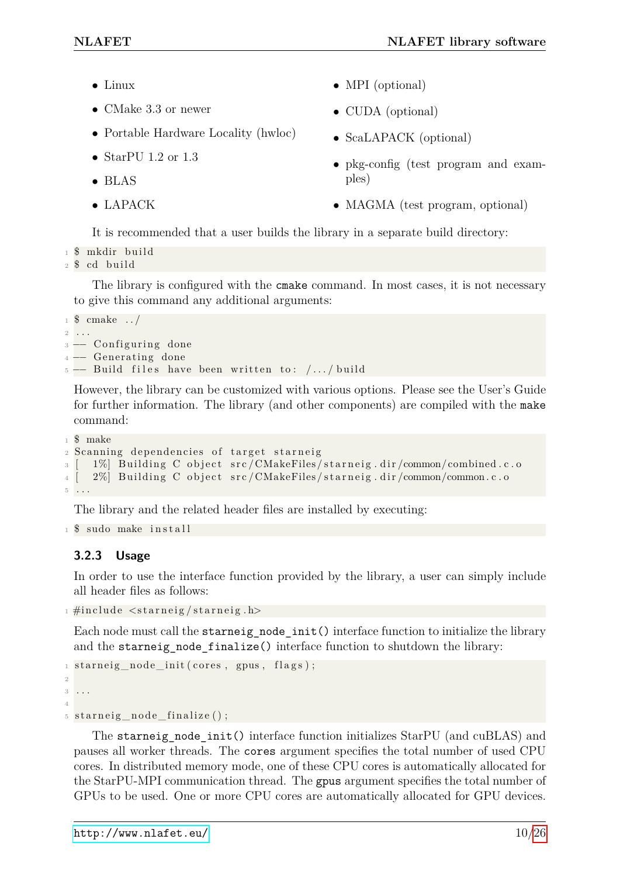- Linux
- CMake 3.3 or newer
- Portable Hardware Locality (hwloc)
- StarPU 1.2 or 1.3
- BLAS
- LAPACK
- MPI (optional)
- CUDA (optional)
- ScaLAPACK (optional)
- pkg-config (test program and examples)
- MAGMA (test program, optional)

It is recommended that a user builds the library in a separate build directory:

```
$ mkdir build
$ cd build
```

The library is configured with the `cmake` command. In most cases, it is not necessary to give this command any additional arguments:

```
$ cmake ../
...
-- Configuring done
-- Generating done
-- Build files have been written to: /.../build
```

However, the library can be customized with various options. Please see the User's Guide for further information. The library (and other components) are compiled with the `make` command:

```
$ make
Scanning dependencies of target starneig
[  1%] Building C object src/CMakeFiles/starneig.dir/common/combined.c.o
[  2%] Building C object src/CMakeFiles/starneig.dir/common/common.c.o
...
```

The library and the related header files are installed by executing:

```
$ sudo make install
```

### 3.2.3 Usage

In order to use the interface function provided by the library, a user can simply include all header files as follows:

```
#include <starneig/starneig.h>
```

Each node must call the `starneig_node_init()` interface function to initialize the library and the `starneig_node_finalize()` interface function to shutdown the library:

```
starneig_node_init(cores, gpus, flags);

...

starneig_node_finalize();
```

The `starneig_node_init()` interface function initializes StarPU (and cuBLAS) and pauses all worker threads. The `cores` argument specifies the total number of used CPU cores. In distributed memory mode, one of these CPU cores is automatically allocated for the StarPU-MPI communication thread. The `gpus` argument specifies the total number of GPUs to be used. One or more CPU cores are automatically allocated for GPU devices.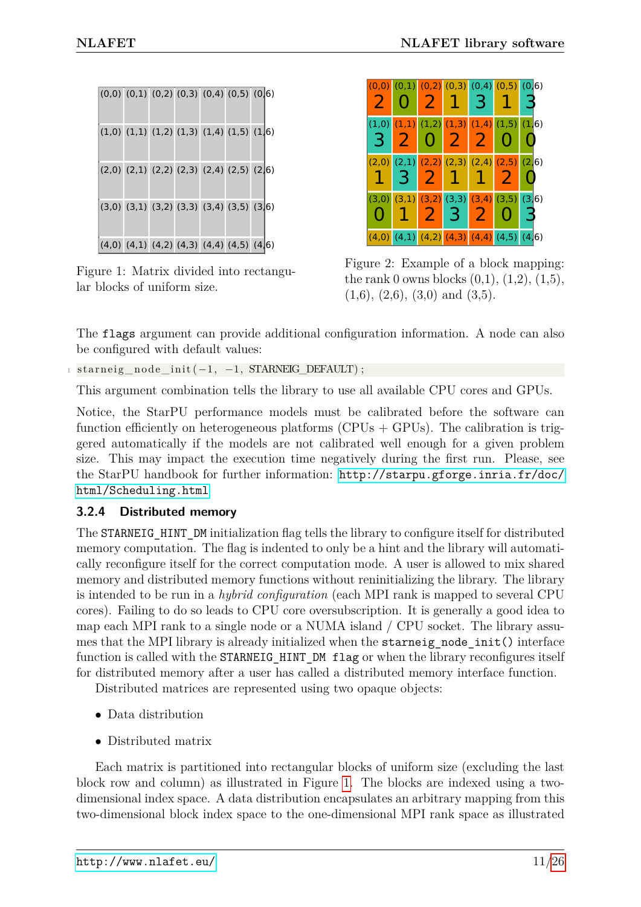(0,0) (0,1) (0,2) (0,3) (0,4) (0,5) (0,6)

(1,0) (1,1) (1,2) (1,3) (1,4) (1,5) (1,6)

(2,0) (2,1) (2,2) (2,3) (2,4) (2,5) (2,6)

(3,0) (3,1) (3,2) (3,3) (3,4) (3,5) (3,6)

(4,0) (4,1) (4,2) (4,3) (4,4) (4,5) (4,6)

Figure 1: Matrix divided into rectangular blocks of uniform size.

(0,0) 2 (0,1) 0 (0,2) 2 (0,3) 1 (0,4) 3 (0,5) 1 (0,6) 3

(1,0) 3 (1,1) 2 (1,2) 0 (1,3) 2 (1,4) 2 (1,5) 0 (1,6) 0

(2,0) 1 (2,1) 3 (2,2) 2 (2,3) 1 (2,4) 1 (2,5) 2 (2,6) 0

(3,0) 0 (3,1) 1 (3,2) 2 (3,3) 3 (3,4) 2 (3,5) 0 (3,6) 3

(4,0) (4,1) (4,2) (4,3) (4,4) (4,5) (4,6)

Figure 2: Example of a block mapping: the rank 0 owns blocks (0,1), (1,2), (1,5), (1,6), (2,6), (3,0) and (3,5).

The `flags` argument can provide additional configuration information. A node can also be configured with default values:

```
starneig_node_init(−1, −1, STARNEIG_DEFAULT);
```

This argument combination tells the library to use all available CPU cores and GPUs.

Notice, the StarPU performance models must be calibrated before the software can function efficiently on heterogeneous platforms (CPUs + GPUs). The calibration is triggered automatically if the models are not calibrated well enough for a given problem size. This may impact the execution time negatively during the first run. Please, see the StarPU handbook for further information: http://starpu.gforge.inria.fr/doc/html/Scheduling.html

### 3.2.4 Distributed memory

The `STARNEIG_HINT_DM` initialization flag tells the library to configure itself for distributed memory computation. The flag is indented to only be a hint and the library will automatically reconfigure itself for the correct computation mode. A user is allowed to mix shared memory and distributed memory functions without reninitializing the library. The library is intended to be run in a *hybrid configuration* (each MPI rank is mapped to several CPU cores). Failing to do so leads to CPU core oversubscription. It is generally a good idea to map each MPI rank to a single node or a NUMA island / CPU socket. The library assumes that the MPI library is already initialized when the `starneig_node_init()` interface function is called with the `STARNEIG_HINT_DM flag` or when the library reconfigures itself for distributed memory after a user has called a distributed memory interface function.

Distributed matrices are represented using two opaque objects:

- Data distribution
- Distributed matrix

Each matrix is partitioned into rectangular blocks of uniform size (excluding the last block row and column) as illustrated in Figure 1. The blocks are indexed using a two-dimensional index space. A data distribution encapsulates an arbitrary mapping from this two-dimensional block index space to the one-dimensional MPI rank space as illustrated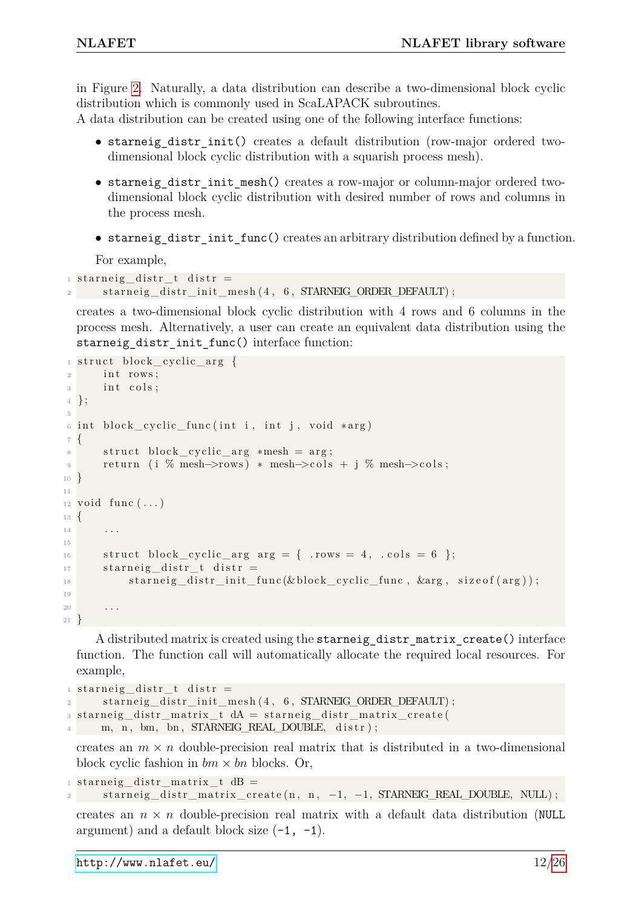in Figure 2. Naturally, a data distribution can describe a two-dimensional block cyclic distribution which is commonly used in ScaLAPACK subroutines.
A data distribution can be created using one of the following interface functions:

- `starneig_distr_init()` creates a default distribution (row-major ordered two-dimensional block cyclic distribution with a squarish process mesh).
- `starneig_distr_init_mesh()` creates a row-major or column-major ordered two-dimensional block cyclic distribution with desired number of rows and columns in the process mesh.
- `starneig_distr_init_func()` creates an arbitrary distribution defined by a function.

For example,

```
starneig_distr_t distr =
    starneig_distr_init_mesh(4, 6, STARNEIG_ORDER_DEFAULT);
```

creates a two-dimensional block cyclic distribution with 4 rows and 6 columns in the process mesh. Alternatively, a user can create an equivalent data distribution using the `starneig_distr_init_func()` interface function:

```
struct block_cyclic_arg {
    int rows;
    int cols;
};

int block_cyclic_func(int i, int j, void *arg)
{
    struct block_cyclic_arg *mesh = arg;
    return (i % mesh->rows) * mesh->cols + j % mesh->cols;
}

void func(...)
{
    ...

    struct block_cyclic_arg arg = { .rows = 4, .cols = 6 };
    starneig_distr_t distr =
        starneig_distr_init_func(&block_cyclic_func, &arg, sizeof(arg));

    ...
}
```

A distributed matrix is created using the `starneig_distr_matrix_create()` interface function. The function call will automatically allocate the required local resources. For example,

```
starneig_distr_t distr =
    starneig_distr_init_mesh(4, 6, STARNEIG_ORDER_DEFAULT);
starneig_distr_matrix_t dA = starneig_distr_matrix_create(
    m, n, bm, bn, STARNEIG_REAL_DOUBLE, distr);
```

creates an $m \times n$ double-precision real matrix that is distributed in a two-dimensional block cyclic fashion in $bm \times bn$ blocks. Or,

```
starneig_distr_matrix_t dB =
    starneig_distr_matrix_create(n, n, -1, -1, STARNEIG_REAL_DOUBLE, NULL);
```

creates an $n \times n$ double-precision real matrix with a default data distribution (`NULL` argument) and a default block size (`-1, -1`).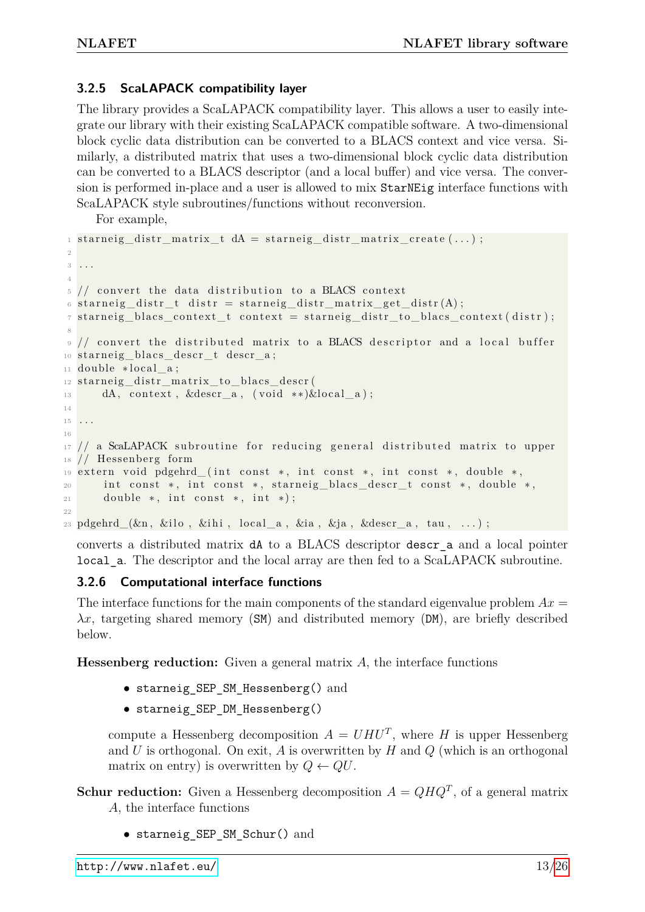### 3.2.5 ScaLAPACK compatibility layer

The library provides a ScaLAPACK compatibility layer. This allows a user to easily integrate our library with their existing ScaLAPACK compatible software. A two-dimensional block cyclic data distribution can be converted to a BLACS context and vice versa. Similarly, a distributed matrix that uses a two-dimensional block cyclic data distribution can be converted to a BLACS descriptor (and a local buffer) and vice versa. The conversion is performed in-place and a user is allowed to mix `StarNEig` interface functions with ScaLAPACK style subroutines/functions without reconversion.

For example,

```
starneig_distr_matrix_t dA = starneig_distr_matrix_create(...);

...

// convert the data distribution to a BLACS context
starneig_distr_t distr = starneig_distr_matrix_get_distr(A);
starneig_blacs_context_t context = starneig_distr_to_blacs_context(distr);

// convert the distributed matrix to a BLACS descriptor and a local buffer
starneig_blacs_descr_t descr_a;
double *local_a;
starneig_distr_matrix_to_blacs_descr(
    dA, context, &descr_a, (void **)&local_a);

...

// a ScaLAPACK subroutine for reducing general distributed matrix to upper
// Hessenberg form
extern void pdgehrd_(int const *, int const *, int const *, double *,
    int const *, int const *, starneig_blacs_descr_t const *, double *,
    double *, int const *, int *);

pdgehrd_(&n, &ilo, &ihi, local_a, &ia, &ja, &descr_a, tau, ...);
```

converts a distributed matrix `dA` to a BLACS descriptor `descr_a` and a local pointer `local_a`. The descriptor and the local array are then fed to a ScaLAPACK subroutine.

### 3.2.6 Computational interface functions

The interface functions for the main components of the standard eigenvalue problem $Ax = \lambda x$, targeting shared memory (`SM`) and distributed memory (`DM`), are briefly described below.

**Hessenberg reduction:** Given a general matrix $A$, the interface functions

- `starneig_SEP_SM_Hessenberg()` and
- `starneig_SEP_DM_Hessenberg()`

compute a Hessenberg decomposition $A = UHU^T$, where $H$ is upper Hessenberg and $U$ is orthogonal. On exit, $A$ is overwritten by $H$ and $Q$ (which is an orthogonal matrix on entry) is overwritten by $Q \leftarrow QU$.

**Schur reduction:** Given a Hessenberg decomposition $A = QHQ^T$, of a general matrix $A$, the interface functions

- `starneig_SEP_SM_Schur()` and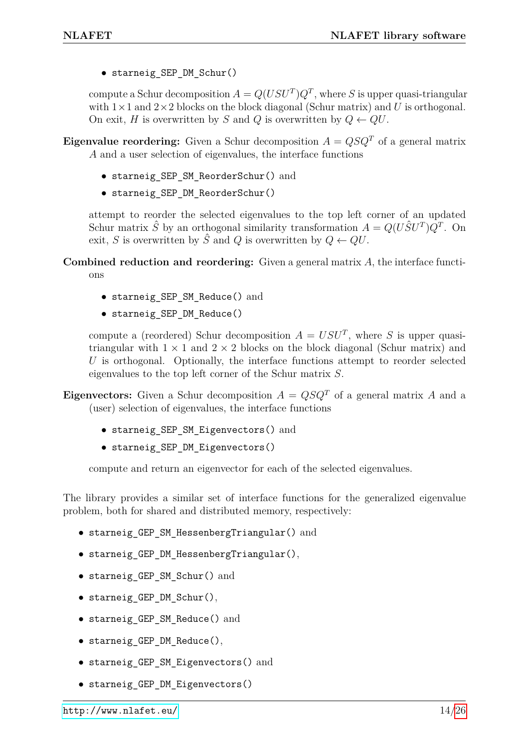- `starneig_SEP_DM_Schur()`

  compute a Schur decomposition $A = Q(USU^T)Q^T$, where $S$ is upper quasi-triangular with $1 \times 1$ and $2 \times 2$ blocks on the block diagonal (Schur matrix) and $U$ is orthogonal. On exit, $H$ is overwritten by $S$ and $Q$ is overwritten by $Q \leftarrow QU$.

**Eigenvalue reordering:** Given a Schur decomposition $A = QSQ^T$ of a general matrix $A$ and a user selection of eigenvalues, the interface functions

- `starneig_SEP_SM_ReorderSchur()` and
- `starneig_SEP_DM_ReorderSchur()`

attempt to reorder the selected eigenvalues to the top left corner of an updated Schur matrix $\hat{S}$ by an orthogonal similarity transformation $A = Q(U\hat{S}U^T)Q^T$. On exit, $S$ is overwritten by $\hat{S}$ and $Q$ is overwritten by $Q \leftarrow QU$.

**Combined reduction and reordering:** Given a general matrix $A$, the interface functions

- `starneig_SEP_SM_Reduce()` and
- `starneig_SEP_DM_Reduce()`

compute a (reordered) Schur decomposition $A = USU^T$, where $S$ is upper quasi-triangular with $1 \times 1$ and $2 \times 2$ blocks on the block diagonal (Schur matrix) and $U$ is orthogonal. Optionally, the interface functions attempt to reorder selected eigenvalues to the top left corner of the Schur matrix $S$.

**Eigenvectors:** Given a Schur decomposition $A = QSQ^T$ of a general matrix $A$ and a (user) selection of eigenvalues, the interface functions

- `starneig_SEP_SM_Eigenvectors()` and
- `starneig_SEP_DM_Eigenvectors()`

compute and return an eigenvector for each of the selected eigenvalues.

The library provides a similar set of interface functions for the generalized eigenvalue problem, both for shared and distributed memory, respectively:

- `starneig_GEP_SM_HessenbergTriangular()` and
- `starneig_GEP_DM_HessenbergTriangular()`,
- `starneig_GEP_SM_Schur()` and
- `starneig_GEP_DM_Schur()`,
- `starneig_GEP_SM_Reduce()` and
- `starneig_GEP_DM_Reduce()`,
- `starneig_GEP_SM_Eigenvectors()` and
- `starneig_GEP_DM_Eigenvectors()`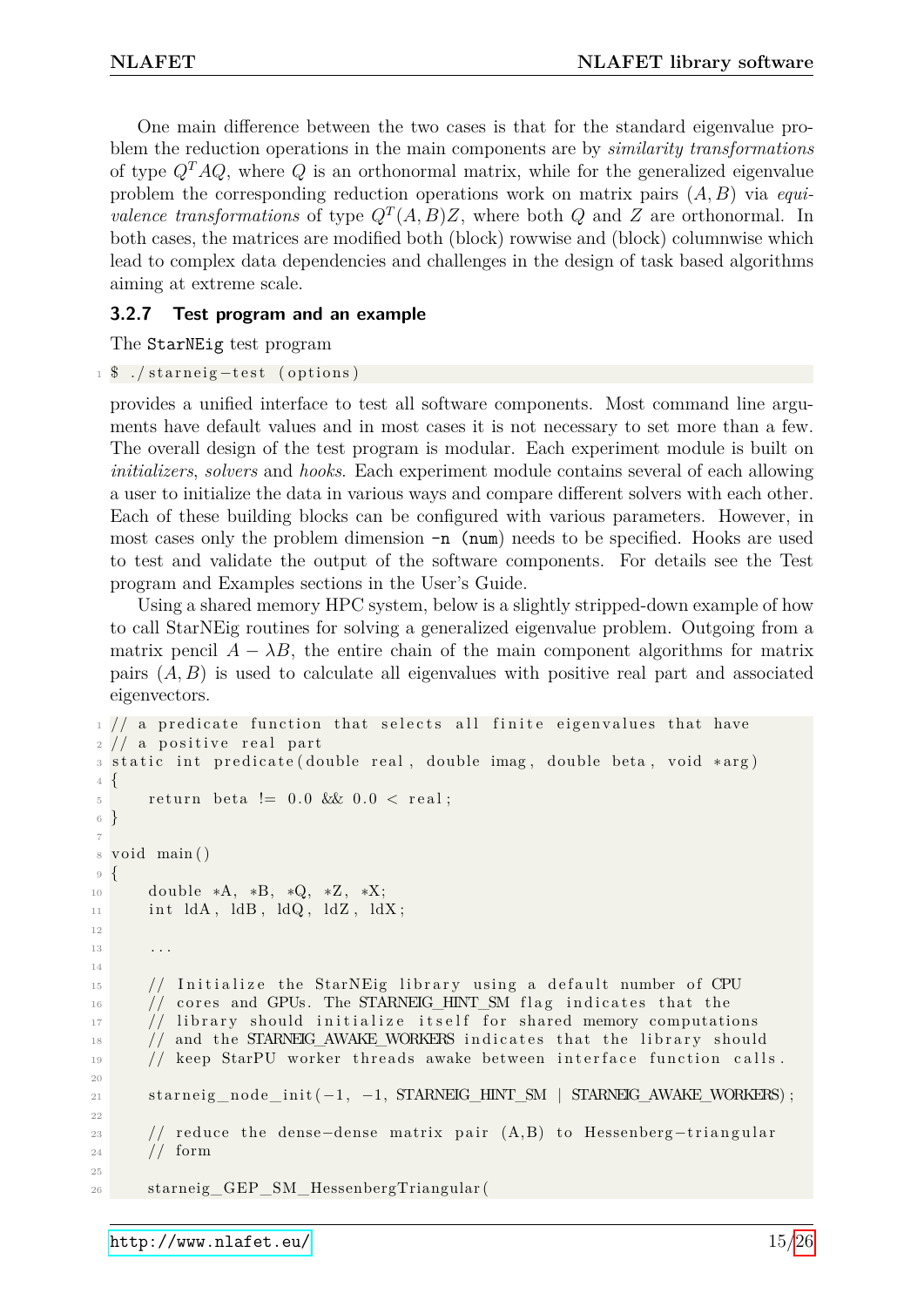One main difference between the two cases is that for the standard eigenvalue problem the reduction operations in the main components are by *similarity transformations* of type $Q^T AQ$, where $Q$ is an orthonormal matrix, while for the generalized eigenvalue problem the corresponding reduction operations work on matrix pairs $(A, B)$ via *equivalence transformations* of type $Q^T(A, B)Z$, where both $Q$ and $Z$ are orthonormal. In both cases, the matrices are modified both (block) rowwise and (block) columnwise which lead to complex data dependencies and challenges in the design of task based algorithms aiming at extreme scale.

### 3.2.7 Test program and an example

The `StarNEig` test program

```
$ ./starneig-test (options)
```

provides a unified interface to test all software components. Most command line arguments have default values and in most cases it is not necessary to set more than a few. The overall design of the test program is modular. Each experiment module is built on *initializers*, *solvers* and *hooks*. Each experiment module contains several of each allowing a user to initialize the data in various ways and compare different solvers with each other. Each of these building blocks can be configured with various parameters. However, in most cases only the problem dimension `-n (num)` needs to be specified. Hooks are used to test and validate the output of the software components. For details see the Test program and Examples sections in the User's Guide.

Using a shared memory HPC system, below is a slightly stripped-down example of how to call StarNEig routines for solving a generalized eigenvalue problem. Outgoing from a matrix pencil $A - \lambda B$, the entire chain of the main component algorithms for matrix pairs $(A, B)$ is used to calculate all eigenvalues with positive real part and associated eigenvectors.

```
// a predicate function that selects all finite eigenvalues that have
// a positive real part
static int predicate(double real, double imag, double beta, void *arg)
{
    return beta != 0.0 && 0.0 < real;
}

void main()
{
    double *A, *B, *Q, *Z, *X;
    int ldA, ldB, ldQ, ldZ, ldX;

    ...

    // Initialize the StarNEig library using a default number of CPU
    // cores and GPUs. The STARNEIG_HINT_SM flag indicates that the
    // library should initialize itself for shared memory computations
    // and the STARNEIG_AWAKE_WORKERS indicates that the library should
    // keep StarPU worker threads awake between interface function calls.

    starneig_node_init(-1, -1, STARNEIG_HINT_SM | STARNEIG_AWAKE_WORKERS);

    // reduce the dense-dense matrix pair (A,B) to Hessenberg-triangular
    // form

    starneig_GEP_SM_HessenbergTriangular(
```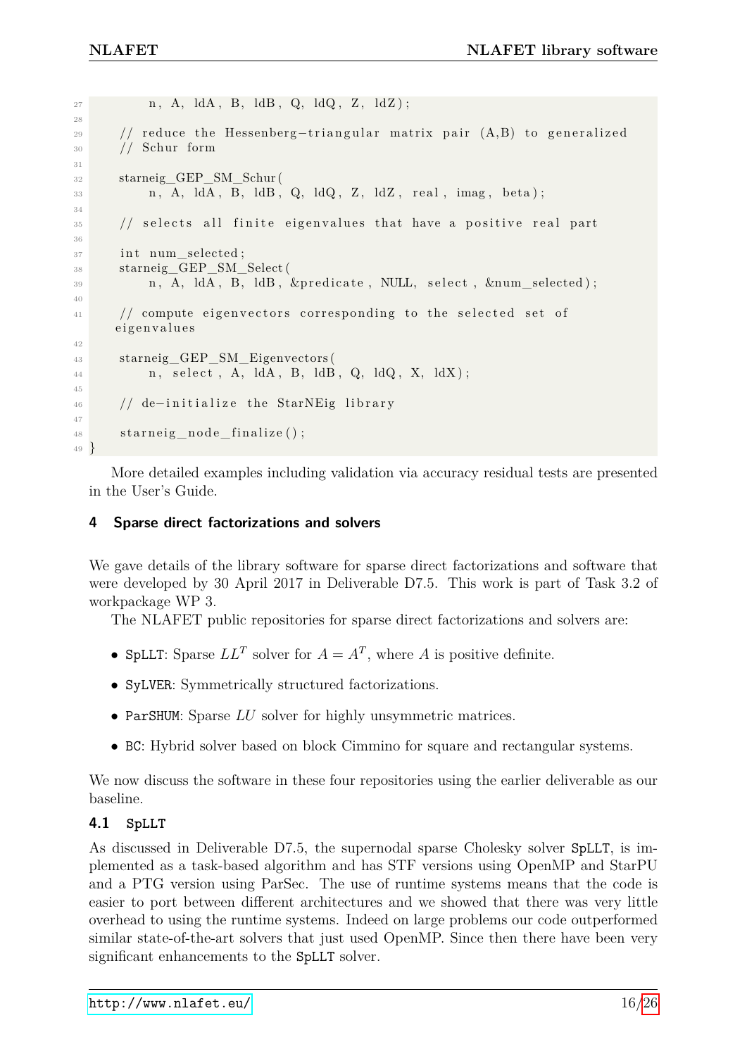```
        n, A, ldA, B, ldB, Q, ldQ, Z, ldZ);

    // reduce the Hessenberg-triangular matrix pair (A,B) to generalized
    // Schur form

    starneig_GEP_SM_Schur(
        n, A, ldA, B, ldB, Q, ldQ, Z, ldZ, real, imag, beta);

    // selects all finite eigenvalues that have a positive real part

    int num_selected;
    starneig_GEP_SM_Select(
        n, A, ldA, B, ldB, &predicate, NULL, select, &num_selected);

    // compute eigenvectors corresponding to the selected set of
    eigenvalues

    starneig_GEP_SM_Eigenvectors(
        n, select, A, ldA, B, ldB, Q, ldQ, X, ldX);

    // de-initialize the StarNEig library

    starneig_node_finalize();
}
```

More detailed examples including validation via accuracy residual tests are presented in the User's Guide.

## 4 Sparse direct factorizations and solvers

We gave details of the library software for sparse direct factorizations and software that were developed by 30 April 2017 in Deliverable D7.5. This work is part of Task 3.2 of workpackage WP 3.

The NLAFET public repositories for sparse direct factorizations and solvers are:

- `SpLLT`: Sparse $LL^T$ solver for $A = A^T$, where $A$ is positive definite.
- `SyLVER`: Symmetrically structured factorizations.
- `ParSHUM`: Sparse $LU$ solver for highly unsymmetric matrices.
- `BC`: Hybrid solver based on block Cimmino for square and rectangular systems.

We now discuss the software in these four repositories using the earlier deliverable as our baseline.

### 4.1 SpLLT

As discussed in Deliverable D7.5, the supernodal sparse Cholesky solver `SpLLT`, is implemented as a task-based algorithm and has STF versions using OpenMP and StarPU and a PTG version using ParSec. The use of runtime systems means that the code is easier to port between different architectures and we showed that there was very little overhead to using the runtime systems. Indeed on large problems our code outperformed similar state-of-the-art solvers that just used OpenMP. Since then there have been very significant enhancements to the `SpLLT` solver.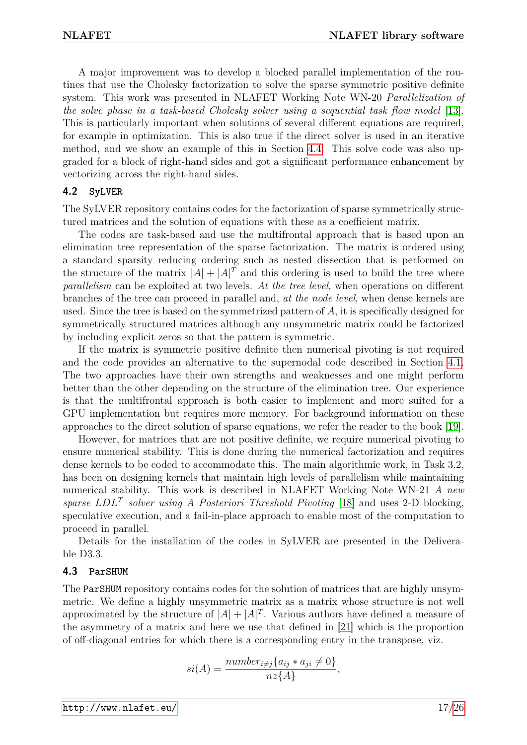A major improvement was to develop a blocked parallel implementation of the routines that use the Cholesky factorization to solve the sparse symmetric positive definite system. This work was presented in NLAFET Working Note WN-20 *Parallelization of the solve phase in a task-based Cholesky solver using a sequential task flow model* [13]. This is particularly important when solutions of several different equations are required, for example in optimization. This is also true if the direct solver is used in an iterative method, and we show an example of this in Section 4.4. This solve code was also upgraded for a block of right-hand sides and got a significant performance enhancement by vectorizing across the right-hand sides.

### 4.2 SyLVER

The SyLVER repository contains codes for the factorization of sparse symmetrically structured matrices and the solution of equations with these as a coefficient matrix.

The codes are task-based and use the multifrontal approach that is based upon an elimination tree representation of the sparse factorization. The matrix is ordered using a standard sparsity reducing ordering such as nested dissection that is performed on the structure of the matrix $|A| + |A|^T$ and this ordering is used to build the tree where *parallelism* can be exploited at two levels. *At the tree level*, when operations on different branches of the tree can proceed in parallel and, *at the node level*, when dense kernels are used. Since the tree is based on the symmetrized pattern of $A$, it is specifically designed for symmetrically structured matrices although any unsymmetric matrix could be factorized by including explicit zeros so that the pattern is symmetric.

If the matrix is symmetric positive definite then numerical pivoting is not required and the code provides an alternative to the supernodal code described in Section 4.1. The two approaches have their own strengths and weaknesses and one might perform better than the other depending on the structure of the elimination tree. Our experience is that the multifrontal approach is both easier to implement and more suited for a GPU implementation but requires more memory. For background information on these approaches to the direct solution of sparse equations, we refer the reader to the book [19].

However, for matrices that are not positive definite, we require numerical pivoting to ensure numerical stability. This is done during the numerical factorization and requires dense kernels to be coded to accommodate this. The main algorithmic work, in Task 3.2, has been on designing kernels that maintain high levels of parallelism while maintaining numerical stability. This work is described in NLAFET Working Note WN-21 *A new sparse $LDL^T$ solver using A Posteriori Threshold Pivoting* [18] and uses 2-D blocking, speculative execution, and a fail-in-place approach to enable most of the computation to proceed in parallel.

Details for the installation of the codes in SyLVER are presented in the Deliverable D3.3.

### 4.3 ParSHUM

The ParSHUM repository contains codes for the solution of matrices that are highly unsymmetric. We define a highly unsymmetric matrix as a matrix whose structure is not well approximated by the structure of $|A| + |A|^T$. Various authors have defined a measure of the asymmetry of a matrix and here we use that defined in [21] which is the proportion of off-diagonal entries for which there is a corresponding entry in the transpose, viz.

$$si(A) = \frac{number_{i \neq j}\{a_{ij} * a_{ji} \neq 0\}}{nz\{A\}},$$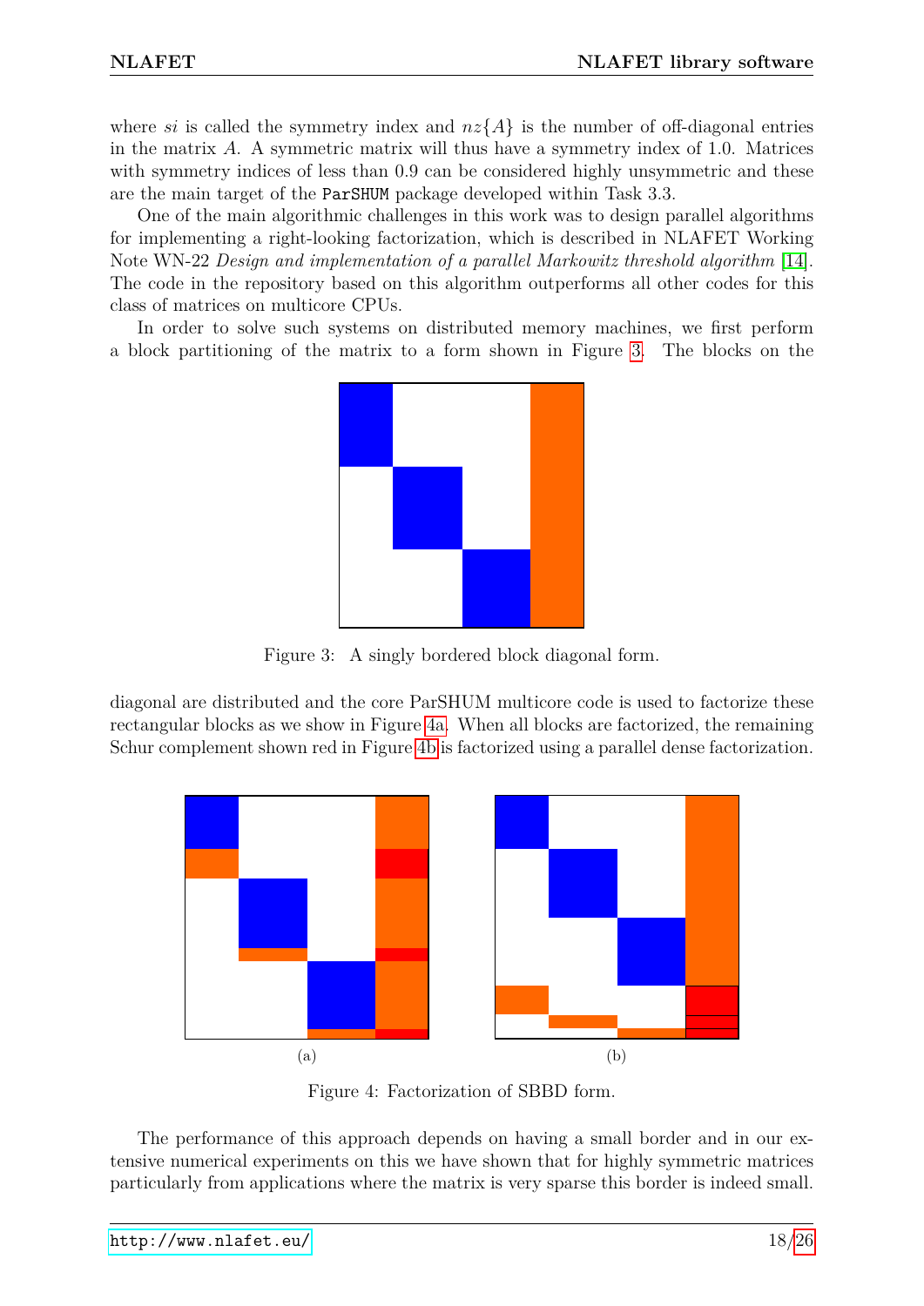where $si$ is called the symmetry index and $nz\{A\}$ is the number of off-diagonal entries in the matrix $A$. A symmetric matrix will thus have a symmetry index of 1.0. Matrices with symmetry indices of less than 0.9 can be considered highly unsymmetric and these are the main target of the ParSHUM package developed within Task 3.3.

One of the main algorithmic challenges in this work was to design parallel algorithms for implementing a right-looking factorization, which is described in NLAFET Working Note WN-22 *Design and implementation of a parallel Markowitz threshold algorithm* [14]. The code in the repository based on this algorithm outperforms all other codes for this class of matrices on multicore CPUs.

In order to solve such systems on distributed memory machines, we first perform a block partitioning of the matrix to a form shown in Figure 3. The blocks on the diagonal are distributed and the core ParSHUM multicore code is used to factorize these rectangular blocks as we show in Figure 4a. When all blocks are factorized, the remaining Schur complement shown red in Figure 4b is factorized using a parallel dense factorization.

Figure 3: A singly bordered block diagonal form.

(a)

(b)

Figure 4: Factorization of SBBD form.

The performance of this approach depends on having a small border and in our extensive numerical experiments on this we have shown that for highly symmetric matrices particularly from applications where the matrix is very sparse this border is indeed small.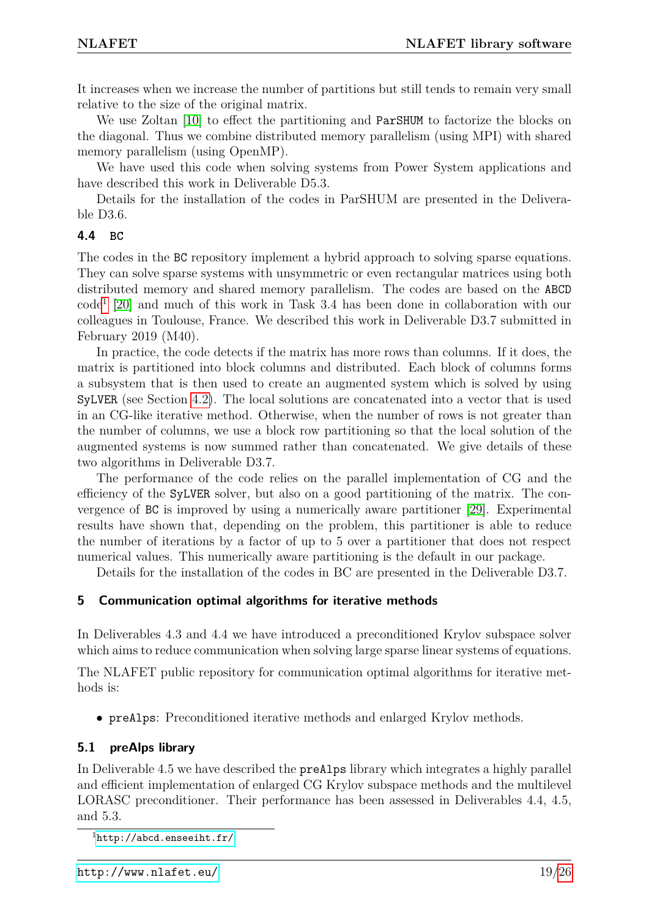It increases when we increase the number of partitions but still tends to remain very small relative to the size of the original matrix.

We use Zoltan [10] to effect the partitioning and ParSHUM to factorize the blocks on the diagonal. Thus we combine distributed memory parallelism (using MPI) with shared memory parallelism (using OpenMP).

We have used this code when solving systems from Power System applications and have described this work in Deliverable D5.3.

Details for the installation of the codes in ParSHUM are presented in the Deliverable D3.6.

### 4.4 BC

The codes in the BC repository implement a hybrid approach to solving sparse equations. They can solve sparse systems with unsymmetric or even rectangular matrices using both distributed memory and shared memory parallelism. The codes are based on the ABCD code[1] [20] and much of this work in Task 3.4 has been done in collaboration with our colleagues in Toulouse, France. We described this work in Deliverable D3.7 submitted in February 2019 (M40).

In practice, the code detects if the matrix has more rows than columns. If it does, the matrix is partitioned into block columns and distributed. Each block of columns forms a subsystem that is then used to create an augmented system which is solved by using SyLVER (see Section 4.2). The local solutions are concatenated into a vector that is used in an CG-like iterative method. Otherwise, when the number of rows is not greater than the number of columns, we use a block row partitioning so that the local solution of the augmented systems is now summed rather than concatenated. We give details of these two algorithms in Deliverable D3.7.

The performance of the code relies on the parallel implementation of CG and the efficiency of the SyLVER solver, but also on a good partitioning of the matrix. The convergence of BC is improved by using a numerically aware partitioner [29]. Experimental results have shown that, depending on the problem, this partitioner is able to reduce the number of iterations by a factor of up to 5 over a partitioner that does not respect numerical values. This numerically aware partitioning is the default in our package.

Details for the installation of the codes in BC are presented in the Deliverable D3.7.

## 5 Communication optimal algorithms for iterative methods

In Deliverables 4.3 and 4.4 we have introduced a preconditioned Krylov subspace solver which aims to reduce communication when solving large sparse linear systems of equations.

The NLAFET public repository for communication optimal algorithms for iterative methods is:

- preAlps: Preconditioned iterative methods and enlarged Krylov methods.

### 5.1 preAlps library

In Deliverable 4.5 we have described the preAlps library which integrates a highly parallel and efficient implementation of enlarged CG Krylov subspace methods and the multilevel LORASC preconditioner. Their performance has been assessed in Deliverables 4.4, 4.5, and 5.3.

[1] http://abcd.enseeiht.fr/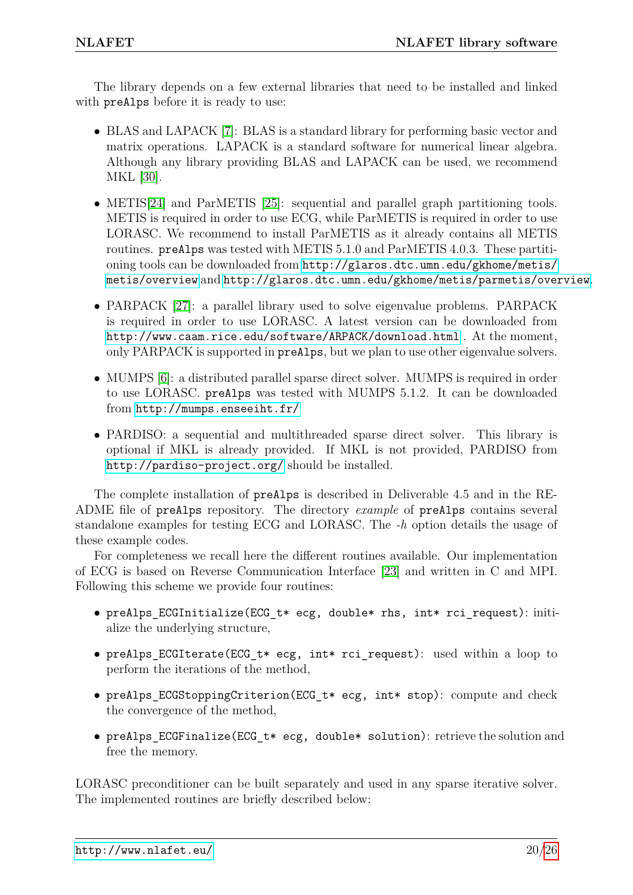The library depends on a few external libraries that need to be installed and linked with `preAlps` before it is ready to use:

- BLAS and LAPACK [7]: BLAS is a standard library for performing basic vector and matrix operations. LAPACK is a standard software for numerical linear algebra. Although any library providing BLAS and LAPACK can be used, we recommend MKL [30].
- METIS[24] and ParMETIS [25]: sequential and parallel graph partitioning tools. METIS is required in order to use ECG, while ParMETIS is required in order to use LORASC. We recommend to install ParMETIS as it already contains all METIS routines. `preAlps` was tested with METIS 5.1.0 and ParMETIS 4.0.3. These partitioning tools can be downloaded from http://glaros.dtc.umn.edu/gkhome/metis/metis/overview and http://glaros.dtc.umn.edu/gkhome/metis/parmetis/overview.
- PARPACK [27]: a parallel library used to solve eigenvalue problems. PARPACK is required in order to use LORASC. A latest version can be downloaded from http://www.caam.rice.edu/software/ARPACK/download.html. At the moment, only PARPACK is supported in `preAlps`, but we plan to use other eigenvalue solvers.
- MUMPS [6]: a distributed parallel sparse direct solver. MUMPS is required in order to use LORASC. `preAlps` was tested with MUMPS 5.1.2. It can be downloaded from http://mumps.enseeiht.fr/
- PARDISO: a sequential and multithreaded sparse direct solver. This library is optional if MKL is already provided. If MKL is not provided, PARDISO from http://pardiso-project.org/ should be installed.

The complete installation of `preAlps` is described in Deliverable 4.5 and in the README file of `preAlps` repository. The directory *example* of `preAlps` contains several standalone examples for testing ECG and LORASC. The *-h* option details the usage of these example codes.

For completeness we recall here the different routines available. Our implementation of ECG is based on Reverse Communication Interface [23] and written in C and MPI. Following this scheme we provide four routines:

- `preAlps_ECGInitialize(ECG_t* ecg, double* rhs, int* rci_request)`: initialize the underlying structure,
- `preAlps_ECGIterate(ECG_t* ecg, int* rci_request)`: used within a loop to perform the iterations of the method,
- `preAlps_ECGStoppingCriterion(ECG_t* ecg, int* stop)`: compute and check the convergence of the method,
- `preAlps_ECGFinalize(ECG_t* ecg, double* solution)`: retrieve the solution and free the memory.

LORASC preconditioner can be built separately and used in any sparse iterative solver. The implemented routines are briefly described below: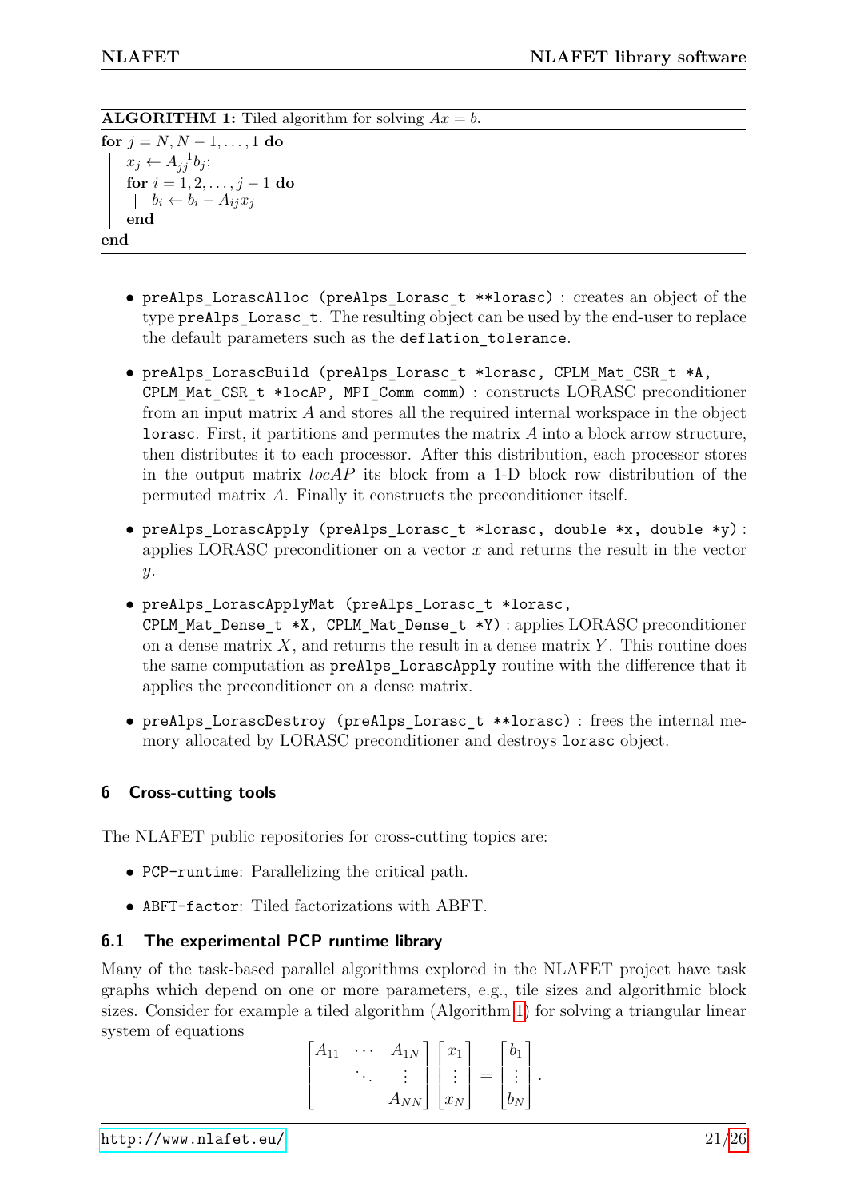**ALGORITHM 1:** Tiled algorithm for solving $Ax = b$.

```
for j = N, N − 1, ..., 1 do
    x_j ← A_jj^{-1} b_j;
    for i = 1, 2, ..., j − 1 do
        b_i ← b_i − A_ij x_j
    end
end
```

- `preAlps_LorascAlloc (preAlps_Lorasc_t **lorasc)` : creates an object of the type `preAlps_Lorasc_t`. The resulting object can be used by the end-user to replace the default parameters such as the `deflation_tolerance`.
- `preAlps_LorascBuild (preAlps_Lorasc_t *lorasc, CPLM_Mat_CSR_t *A, CPLM_Mat_CSR_t *locAP, MPI_Comm comm)` : constructs LORASC preconditioner from an input matrix $A$ and stores all the required internal workspace in the object `lorasc`. First, it partitions and permutes the matrix $A$ into a block arrow structure, then distributes it to each processor. After this distribution, each processor stores in the output matrix $locAP$ its block from a 1-D block row distribution of the permuted matrix $A$. Finally it constructs the preconditioner itself.
- `preAlps_LorascApply (preAlps_Lorasc_t *lorasc, double *x, double *y)` : applies LORASC preconditioner on a vector $x$ and returns the result in the vector $y$.
- `preAlps_LorascApplyMat (preAlps_Lorasc_t *lorasc, CPLM_Mat_Dense_t *X, CPLM_Mat_Dense_t *Y)` : applies LORASC preconditioner on a dense matrix $X$, and returns the result in a dense matrix $Y$. This routine does the same computation as `preAlps_LorascApply` routine with the difference that it applies the preconditioner on a dense matrix.
- `preAlps_LorascDestroy (preAlps_Lorasc_t **lorasc)` : frees the internal memory allocated by LORASC preconditioner and destroys `lorasc` object.

## 6 Cross-cutting tools

The NLAFET public repositories for cross-cutting topics are:

- `PCP-runtime`: Parallelizing the critical path.
- `ABFT-factor`: Tiled factorizations with ABFT.

### 6.1 The experimental PCP runtime library

Many of the task-based parallel algorithms explored in the NLAFET project have task graphs which depend on one or more parameters, e.g., tile sizes and algorithmic block sizes. Consider for example a tiled algorithm (Algorithm 1) for solving a triangular linear system of equations

$$\begin{bmatrix} A_{11} & \cdots & A_{1N} \\ & \ddots & \vdots \\ & & A_{NN} \end{bmatrix} \begin{bmatrix} x_1 \\ \vdots \\ x_N \end{bmatrix} = \begin{bmatrix} b_1 \\ \vdots \\ b_N \end{bmatrix}.$$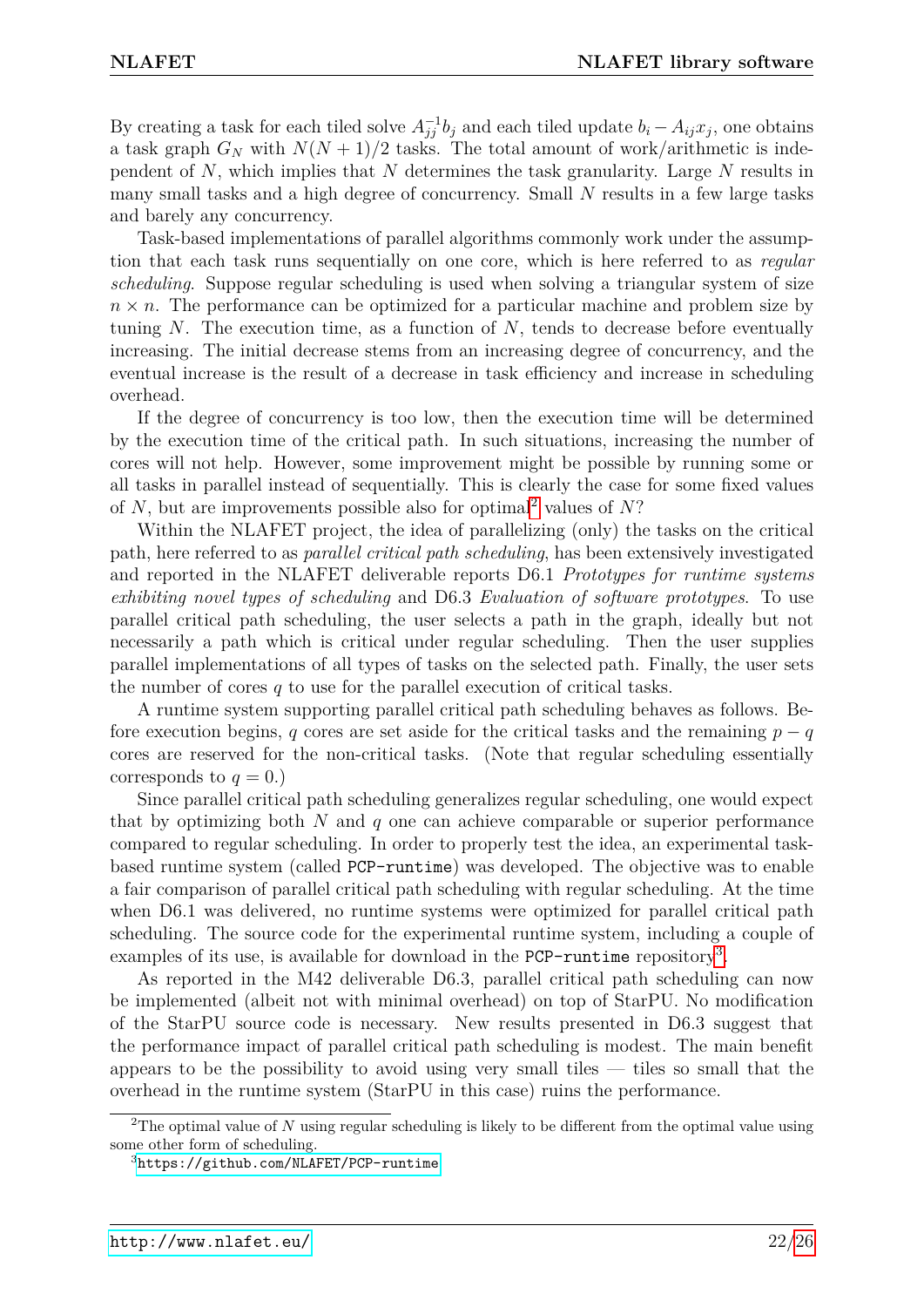By creating a task for each tiled solve $A_{jj}^{-1}b_j$ and each tiled update $b_i - A_{ij}x_j$, one obtains a task graph $G_N$ with $N(N+1)/2$ tasks. The total amount of work/arithmetic is independent of $N$, which implies that $N$ determines the task granularity. Large $N$ results in many small tasks and a high degree of concurrency. Small $N$ results in a few large tasks and barely any concurrency.

Task-based implementations of parallel algorithms commonly work under the assumption that each task runs sequentially on one core, which is here referred to as *regular scheduling*. Suppose regular scheduling is used when solving a triangular system of size $n \times n$. The performance can be optimized for a particular machine and problem size by tuning $N$. The execution time, as a function of $N$, tends to decrease before eventually increasing. The initial decrease stems from an increasing degree of concurrency, and the eventual increase is the result of a decrease in task efficiency and increase in scheduling overhead.

If the degree of concurrency is too low, then the execution time will be determined by the execution time of the critical path. In such situations, increasing the number of cores will not help. However, some improvement might be possible by running some or all tasks in parallel instead of sequentially. This is clearly the case for some fixed values of $N$, but are improvements possible also for optimal[2] values of $N$?

Within the NLAFET project, the idea of parallelizing (only) the tasks on the critical path, here referred to as *parallel critical path scheduling*, has been extensively investigated and reported in the NLAFET deliverable reports D6.1 *Prototypes for runtime systems exhibiting novel types of scheduling* and D6.3 *Evaluation of software prototypes*. To use parallel critical path scheduling, the user selects a path in the graph, ideally but not necessarily a path which is critical under regular scheduling. Then the user supplies parallel implementations of all types of tasks on the selected path. Finally, the user sets the number of cores $q$ to use for the parallel execution of critical tasks.

A runtime system supporting parallel critical path scheduling behaves as follows. Before execution begins, $q$ cores are set aside for the critical tasks and the remaining $p - q$ cores are reserved for the non-critical tasks. (Note that regular scheduling essentially corresponds to $q = 0$.)

Since parallel critical path scheduling generalizes regular scheduling, one would expect that by optimizing both $N$ and $q$ one can achieve comparable or superior performance compared to regular scheduling. In order to properly test the idea, an experimental task-based runtime system (called `PCP-runtime`) was developed. The objective was to enable a fair comparison of parallel critical path scheduling with regular scheduling. At the time when D6.1 was delivered, no runtime systems were optimized for parallel critical path scheduling. The source code for the experimental runtime system, including a couple of examples of its use, is available for download in the `PCP-runtime` repository[3].

As reported in the M42 deliverable D6.3, parallel critical path scheduling can now be implemented (albeit not with minimal overhead) on top of StarPU. No modification of the StarPU source code is necessary. New results presented in D6.3 suggest that the performance impact of parallel critical path scheduling is modest. The main benefit appears to be the possibility to avoid using very small tiles — tiles so small that the overhead in the runtime system (StarPU in this case) ruins the performance.

---

[2] The optimal value of $N$ using regular scheduling is likely to be different from the optimal value using some other form of scheduling.

[3] https://github.com/NLAFET/PCP-runtime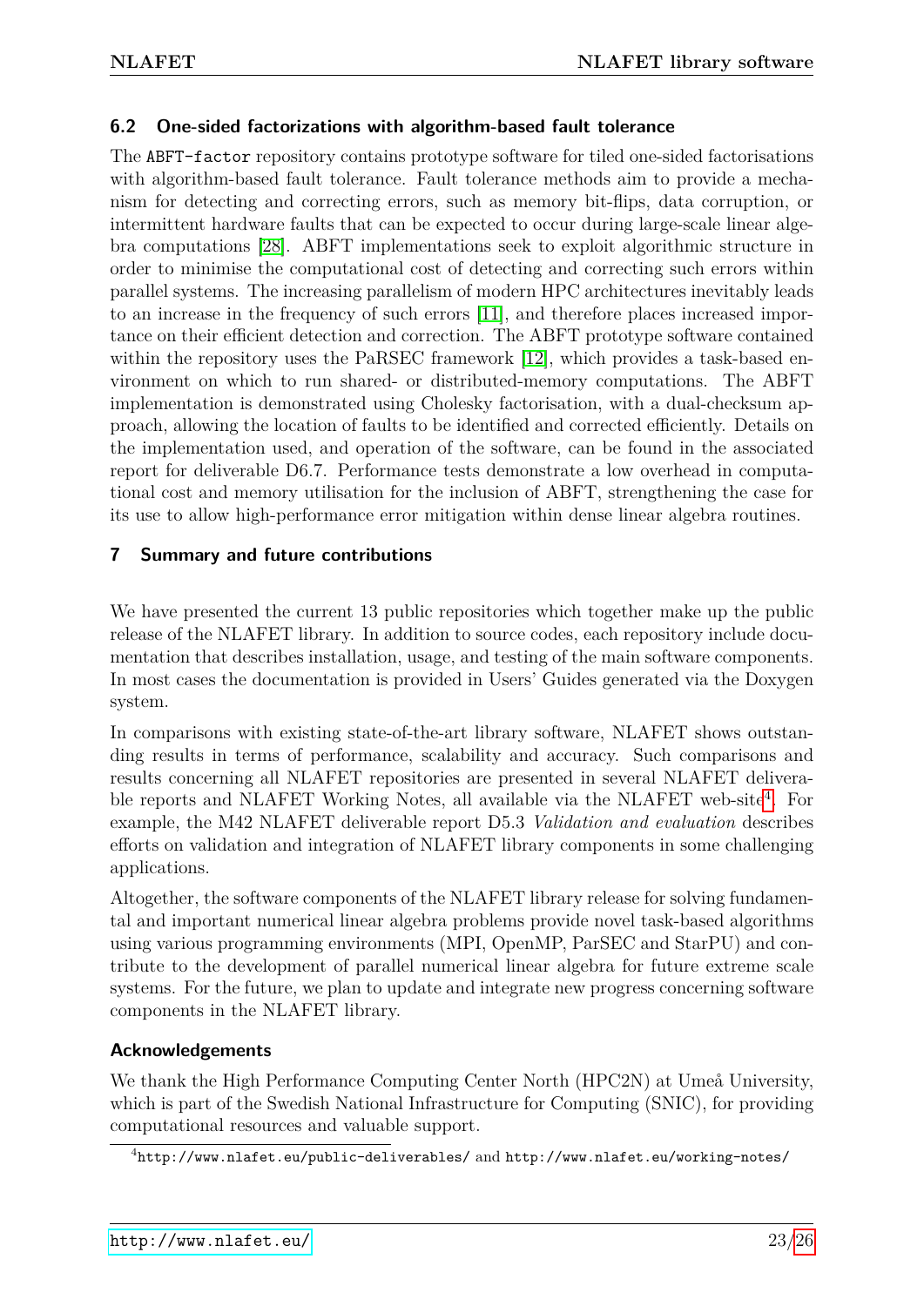### 6.2 One-sided factorizations with algorithm-based fault tolerance

The `ABFT-factor` repository contains prototype software for tiled one-sided factorisations with algorithm-based fault tolerance. Fault tolerance methods aim to provide a mechanism for detecting and correcting errors, such as memory bit-flips, data corruption, or intermittent hardware faults that can be expected to occur during large-scale linear algebra computations [28]. ABFT implementations seek to exploit algorithmic structure in order to minimise the computational cost of detecting and correcting such errors within parallel systems. The increasing parallelism of modern HPC architectures inevitably leads to an increase in the frequency of such errors [11], and therefore places increased importance on their efficient detection and correction. The ABFT prototype software contained within the repository uses the PaRSEC framework [12], which provides a task-based environment on which to run shared- or distributed-memory computations. The ABFT implementation is demonstrated using Cholesky factorisation, with a dual-checksum approach, allowing the location of faults to be identified and corrected efficiently. Details on the implementation used, and operation of the software, can be found in the associated report for deliverable D6.7. Performance tests demonstrate a low overhead in computational cost and memory utilisation for the inclusion of ABFT, strengthening the case for its use to allow high-performance error mitigation within dense linear algebra routines.

## 7 Summary and future contributions

We have presented the current 13 public repositories which together make up the public release of the NLAFET library. In addition to source codes, each repository include documentation that describes installation, usage, and testing of the main software components. In most cases the documentation is provided in Users' Guides generated via the Doxygen system.

In comparisons with existing state-of-the-art library software, NLAFET shows outstanding results in terms of performance, scalability and accuracy. Such comparisons and results concerning all NLAFET repositories are presented in several NLAFET deliverable reports and NLAFET Working Notes, all available via the NLAFET web-site[4]. For example, the M42 NLAFET deliverable report D5.3 *Validation and evaluation* describes efforts on validation and integration of NLAFET library components in some challenging applications.

Altogether, the software components of the NLAFET library release for solving fundamental and important numerical linear algebra problems provide novel task-based algorithms using various programming environments (MPI, OpenMP, ParSEC and StarPU) and contribute to the development of parallel numerical linear algebra for future extreme scale systems. For the future, we plan to update and integrate new progress concerning software components in the NLAFET library.

### Acknowledgements

We thank the High Performance Computing Center North (HPC2N) at Umeå University, which is part of the Swedish National Infrastructure for Computing (SNIC), for providing computational resources and valuable support.

[4] `http://www.nlafet.eu/public-deliverables/` and `http://www.nlafet.eu/working-notes/`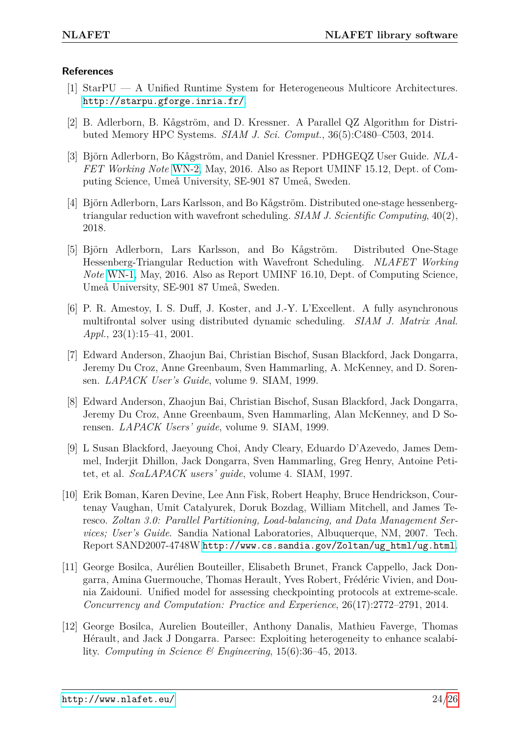### References

[1] StarPU — A Unified Runtime System for Heterogeneous Multicore Architectures. http://starpu.gforge.inria.fr/

[2] B. Adlerborn, B. Kågström, and D. Kressner. A Parallel QZ Algorithm for Distributed Memory HPC Systems. *SIAM J. Sci. Comput.*, 36(5):C480–C503, 2014.

[3] Björn Adlerborn, Bo Kågström, and Daniel Kressner. PDHGEQZ User Guide. *NLAFET Working Note* WN-2, May, 2016. Also as Report UMINF 15.12, Dept. of Computing Science, Umeå University, SE-901 87 Umeå, Sweden.

[4] Björn Adlerborn, Lars Karlsson, and Bo Kågström. Distributed one-stage hessenberg-triangular reduction with wavefront scheduling. *SIAM J. Scientific Computing*, 40(2), 2018.

[5] Björn Adlerborn, Lars Karlsson, and Bo Kågström. Distributed One-Stage Hessenberg-Triangular Reduction with Wavefront Scheduling. *NLAFET Working Note* WN-1, May, 2016. Also as Report UMINF 16.10, Dept. of Computing Science, Umeå University, SE-901 87 Umeå, Sweden.

[6] P. R. Amestoy, I. S. Duff, J. Koster, and J.-Y. L'Excellent. A fully asynchronous multifrontal solver using distributed dynamic scheduling. *SIAM J. Matrix Anal. Appl.*, 23(1):15–41, 2001.

[7] Edward Anderson, Zhaojun Bai, Christian Bischof, Susan Blackford, Jack Dongarra, Jeremy Du Croz, Anne Greenbaum, Sven Hammarling, A. McKenney, and D. Sorensen. *LAPACK User's Guide*, volume 9. SIAM, 1999.

[8] Edward Anderson, Zhaojun Bai, Christian Bischof, Susan Blackford, Jack Dongarra, Jeremy Du Croz, Anne Greenbaum, Sven Hammarling, Alan McKenney, and D Sorensen. *LAPACK Users' guide*, volume 9. SIAM, 1999.

[9] L Susan Blackford, Jaeyoung Choi, Andy Cleary, Eduardo D'Azevedo, James Demmel, Inderjit Dhillon, Jack Dongarra, Sven Hammarling, Greg Henry, Antoine Petitet, et al. *ScaLAPACK users' guide*, volume 4. SIAM, 1997.

[10] Erik Boman, Karen Devine, Lee Ann Fisk, Robert Heaphy, Bruce Hendrickson, Courtenay Vaughan, Umit Catalyurek, Doruk Bozdag, William Mitchell, and James Teresco. *Zoltan 3.0: Parallel Partitioning, Load-balancing, and Data Management Services; User's Guide*. Sandia National Laboratories, Albuquerque, NM, 2007. Tech. Report SAND2007-4748W http://www.cs.sandia.gov/Zoltan/ug_html/ug.html.

[11] George Bosilca, Aurélien Bouteiller, Elisabeth Brunet, Franck Cappello, Jack Dongarra, Amina Guermouche, Thomas Herault, Yves Robert, Frédéric Vivien, and Dounia Zaidouni. Unified model for assessing checkpointing protocols at extreme-scale. *Concurrency and Computation: Practice and Experience*, 26(17):2772–2791, 2014.

[12] George Bosilca, Aurelien Bouteiller, Anthony Danalis, Mathieu Faverge, Thomas Hérault, and Jack J Dongarra. Parsec: Exploiting heterogeneity to enhance scalability. *Computing in Science & Engineering*, 15(6):36–45, 2013.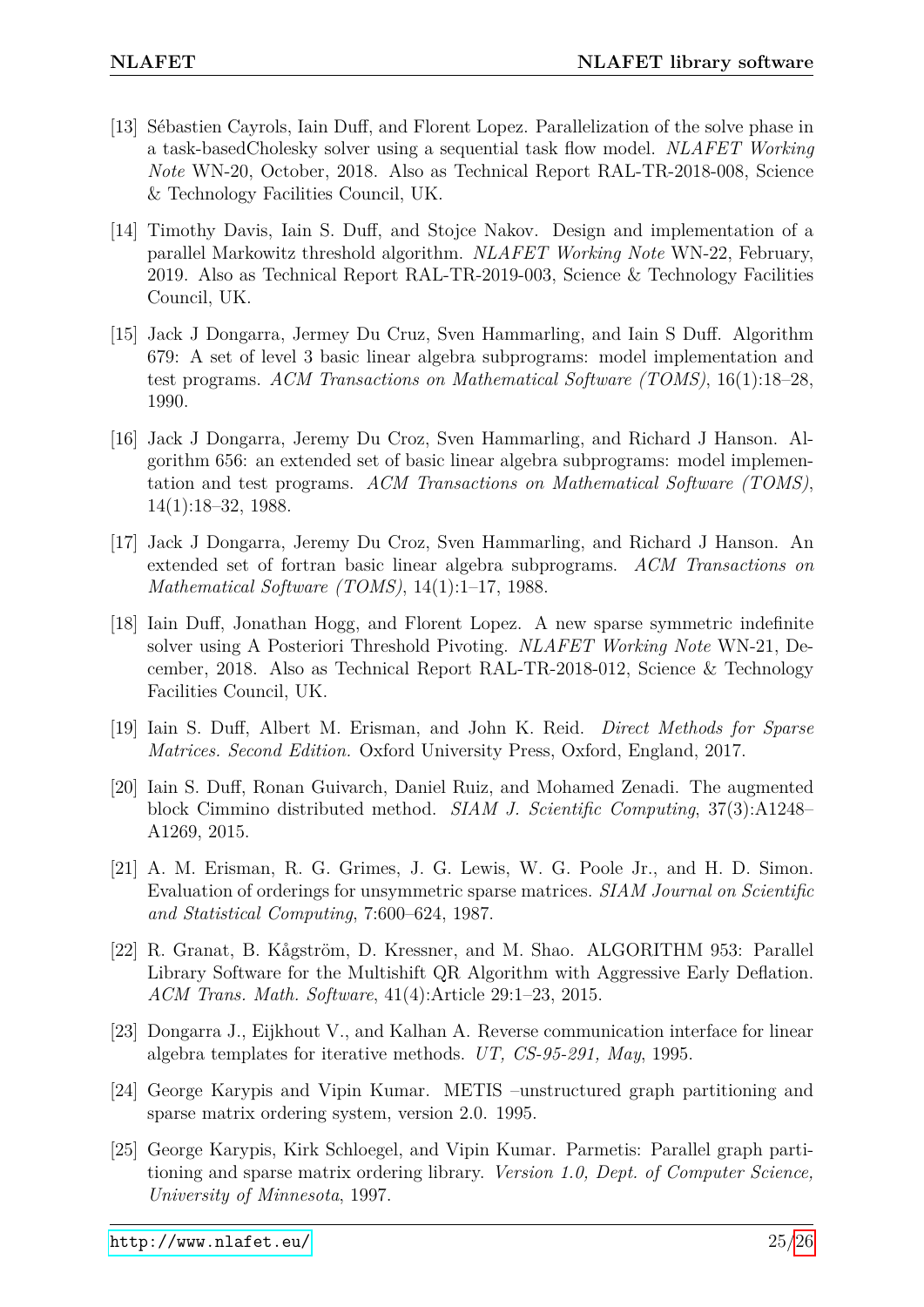[13] Sébastien Cayrols, Iain Duff, and Florent Lopez. Parallelization of the solve phase in a task-basedCholesky solver using a sequential task flow model. *NLAFET Working Note* WN-20, October, 2018. Also as Technical Report RAL-TR-2018-008, Science & Technology Facilities Council, UK.

[14] Timothy Davis, Iain S. Duff, and Stojce Nakov. Design and implementation of a parallel Markowitz threshold algorithm. *NLAFET Working Note* WN-22, February, 2019. Also as Technical Report RAL-TR-2019-003, Science & Technology Facilities Council, UK.

[15] Jack J Dongarra, Jermey Du Cruz, Sven Hammarling, and Iain S Duff. Algorithm 679: A set of level 3 basic linear algebra subprograms: model implementation and test programs. *ACM Transactions on Mathematical Software (TOMS)*, 16(1):18–28, 1990.

[16] Jack J Dongarra, Jeremy Du Croz, Sven Hammarling, and Richard J Hanson. Algorithm 656: an extended set of basic linear algebra subprograms: model implementation and test programs. *ACM Transactions on Mathematical Software (TOMS)*, 14(1):18–32, 1988.

[17] Jack J Dongarra, Jeremy Du Croz, Sven Hammarling, and Richard J Hanson. An extended set of fortran basic linear algebra subprograms. *ACM Transactions on Mathematical Software (TOMS)*, 14(1):1–17, 1988.

[18] Iain Duff, Jonathan Hogg, and Florent Lopez. A new sparse symmetric indefinite solver using A Posteriori Threshold Pivoting. *NLAFET Working Note* WN-21, December, 2018. Also as Technical Report RAL-TR-2018-012, Science & Technology Facilities Council, UK.

[19] Iain S. Duff, Albert M. Erisman, and John K. Reid. *Direct Methods for Sparse Matrices. Second Edition.* Oxford University Press, Oxford, England, 2017.

[20] Iain S. Duff, Ronan Guivarch, Daniel Ruiz, and Mohamed Zenadi. The augmented block Cimmino distributed method. *SIAM J. Scientific Computing*, 37(3):A1248–A1269, 2015.

[21] A. M. Erisman, R. G. Grimes, J. G. Lewis, W. G. Poole Jr., and H. D. Simon. Evaluation of orderings for unsymmetric sparse matrices. *SIAM Journal on Scientific and Statistical Computing*, 7:600–624, 1987.

[22] R. Granat, B. Kågström, D. Kressner, and M. Shao. ALGORITHM 953: Parallel Library Software for the Multishift QR Algorithm with Aggressive Early Deflation. *ACM Trans. Math. Software*, 41(4):Article 29:1–23, 2015.

[23] Dongarra J., Eijkhout V., and Kalhan A. Reverse communication interface for linear algebra templates for iterative methods. *UT, CS-95-291, May*, 1995.

[24] George Karypis and Vipin Kumar. METIS –unstructured graph partitioning and sparse matrix ordering system, version 2.0. 1995.

[25] George Karypis, Kirk Schloegel, and Vipin Kumar. Parmetis: Parallel graph partitioning and sparse matrix ordering library. *Version 1.0, Dept. of Computer Science, University of Minnesota*, 1997.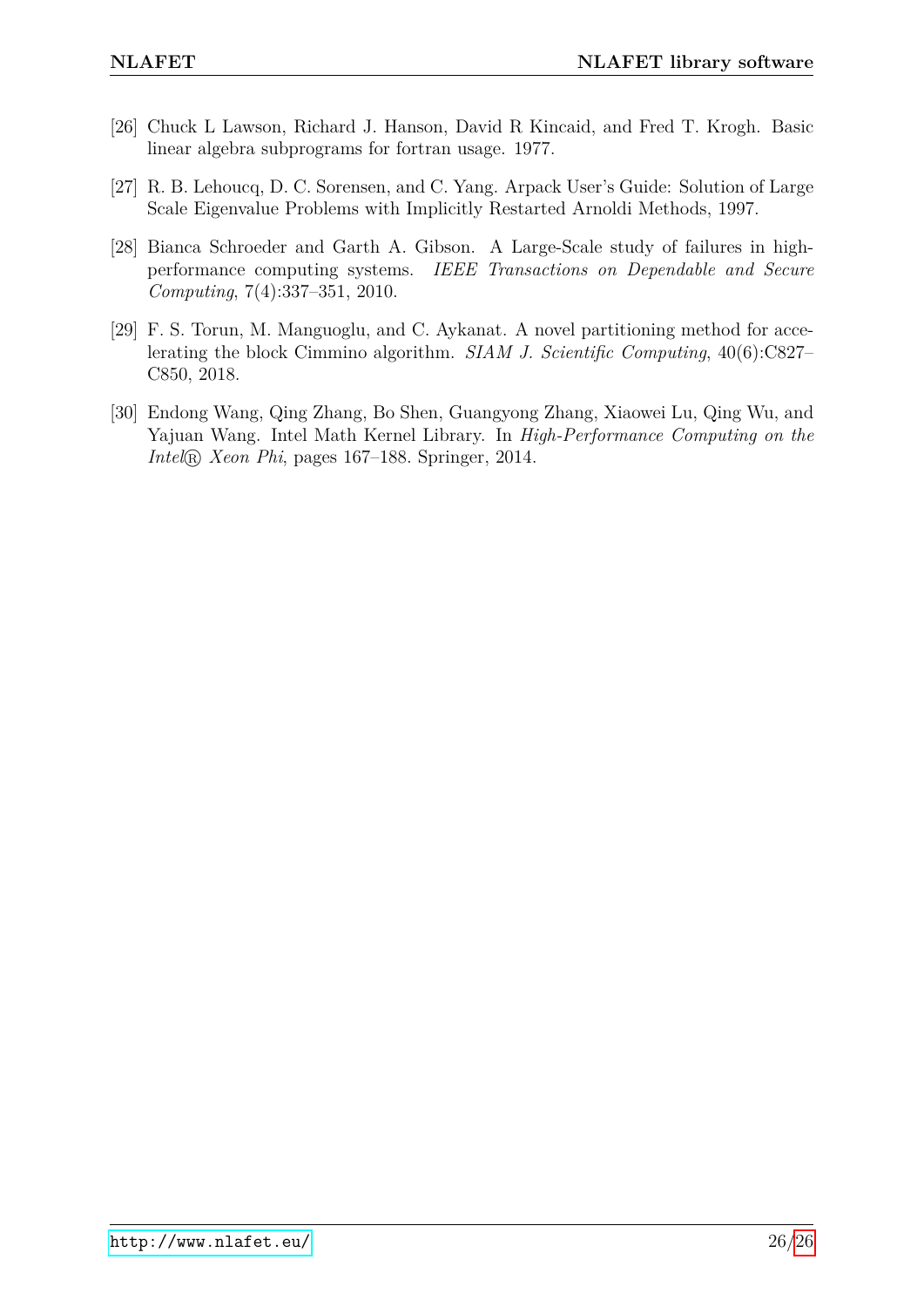[26] Chuck L Lawson, Richard J. Hanson, David R Kincaid, and Fred T. Krogh. Basic linear algebra subprograms for fortran usage. 1977.

[27] R. B. Lehoucq, D. C. Sorensen, and C. Yang. Arpack User's Guide: Solution of Large Scale Eigenvalue Problems with Implicitly Restarted Arnoldi Methods, 1997.

[28] Bianca Schroeder and Garth A. Gibson. A Large-Scale study of failures in high-performance computing systems. *IEEE Transactions on Dependable and Secure Computing*, 7(4):337–351, 2010.

[29] F. S. Torun, M. Manguoglu, and C. Aykanat. A novel partitioning method for accelerating the block Cimmino algorithm. *SIAM J. Scientific Computing*, 40(6):C827–C850, 2018.

[30] Endong Wang, Qing Zhang, Bo Shen, Guangyong Zhang, Xiaowei Lu, Qing Wu, and Yajuan Wang. Intel Math Kernel Library. In *High-Performance Computing on the Intel® Xeon Phi*, pages 167–188. Springer, 2014.